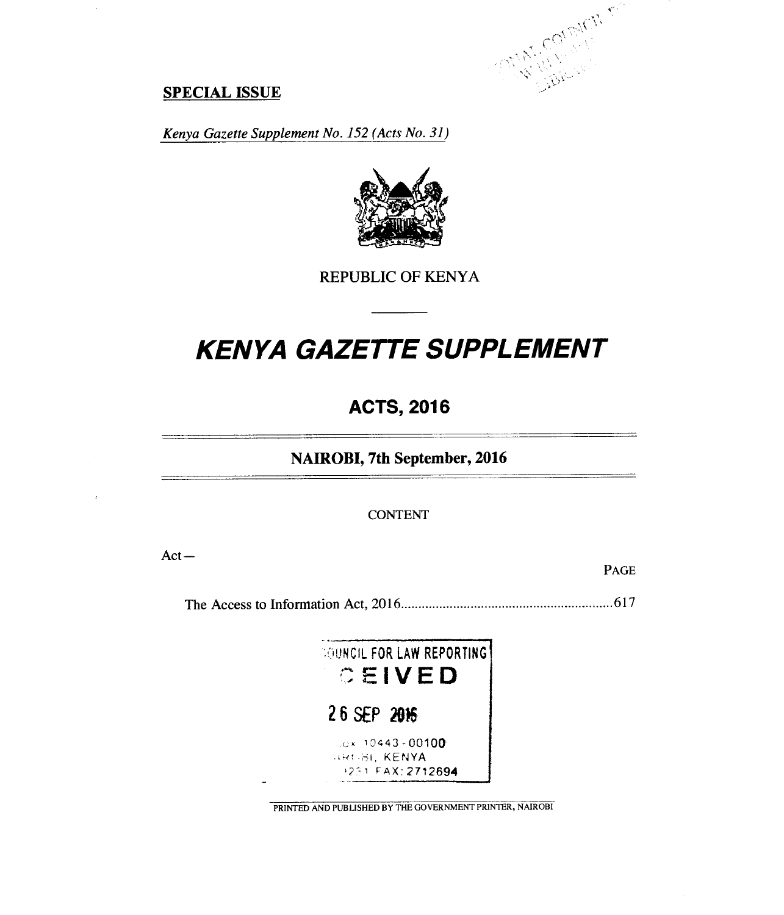**SPECIAL ISSUE**

*Kenya Gazette Supplement No. 152 (Acts No. 31)*

REPUBLIC OF KENYA

# *KENYA GAZETTE SUPPLEMENT*

## ACTS, 2016

### NAIROBI, 7th September, 2016

CONTENT

Act—

| | PAGE |
|---|---|
| The Access to Information Act, 2016 | 617 |

COUNCIL FOR LAW REPORTING
CEIVED
26 SEP 2016
.ox 10443 - 00100
.IRCBI, KENYA
.231 FAX: 2712694

PRINTED AND PUBLISHED BY THE GOVERNMENT PRINTER, NAIROBI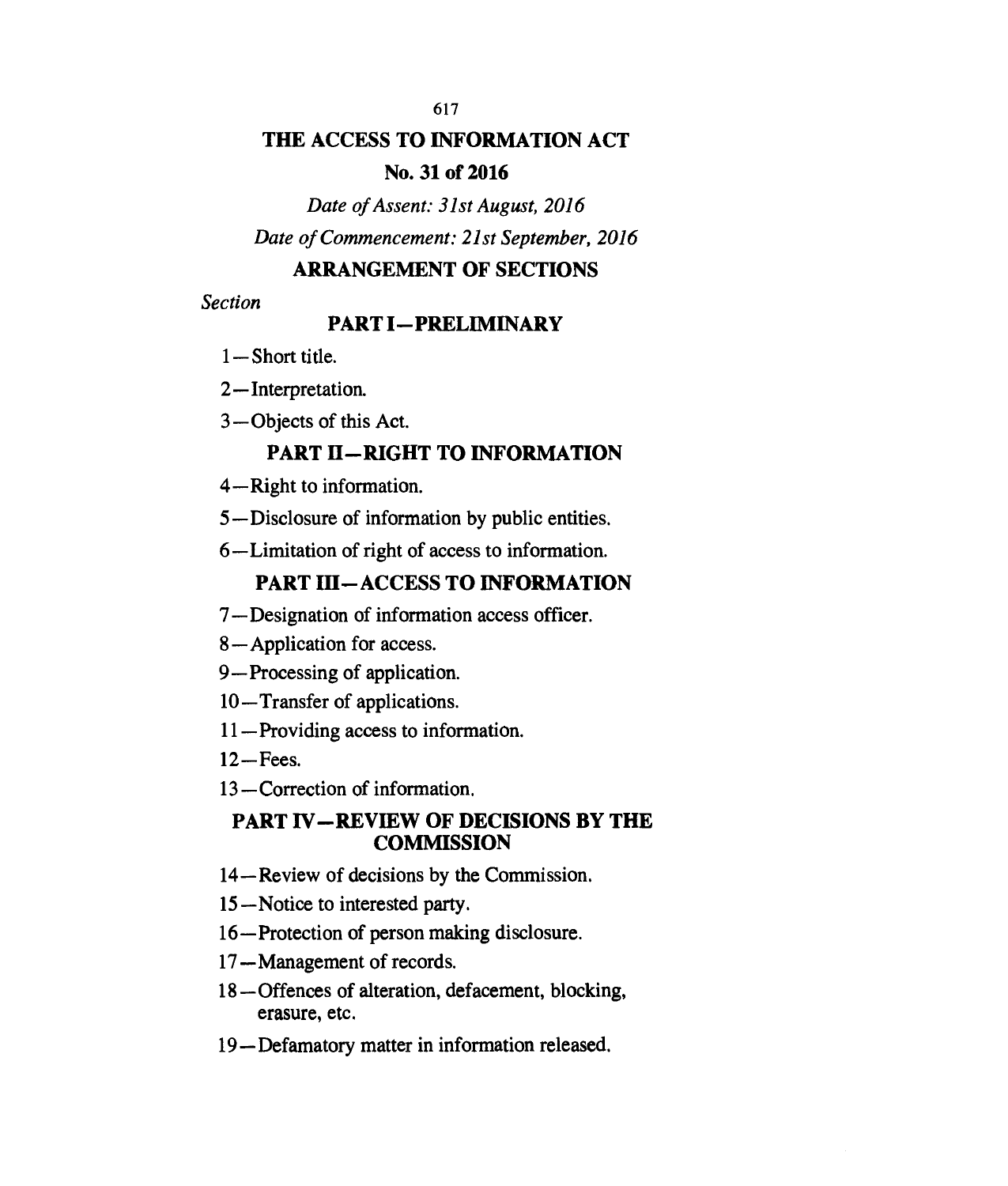# THE ACCESS TO INFORMATION ACT

## No. 31 of 2016

*Date of Assent: 31st August, 2016*

*Date of Commencement: 21st September, 2016*

## ARRANGEMENT OF SECTIONS

*Section*

### PART I—PRELIMINARY

1—Short title.

2—Interpretation.

3—Objects of this Act.

### PART II—RIGHT TO INFORMATION

4—Right to information.

5—Disclosure of information by public entities.

6—Limitation of right of access to information.

### PART III—ACCESS TO INFORMATION

7—Designation of information access officer.

8—Application for access.

9—Processing of application.

10—Transfer of applications.

11—Providing access to information.

12—Fees.

13—Correction of information.

### PART IV—REVIEW OF DECISIONS BY THE COMMISSION

14—Review of decisions by the Commission.

15—Notice to interested party.

16—Protection of person making disclosure.

17—Management of records.

18—Offences of alteration, defacement, blocking, erasure, etc.

19—Defamatory matter in information released.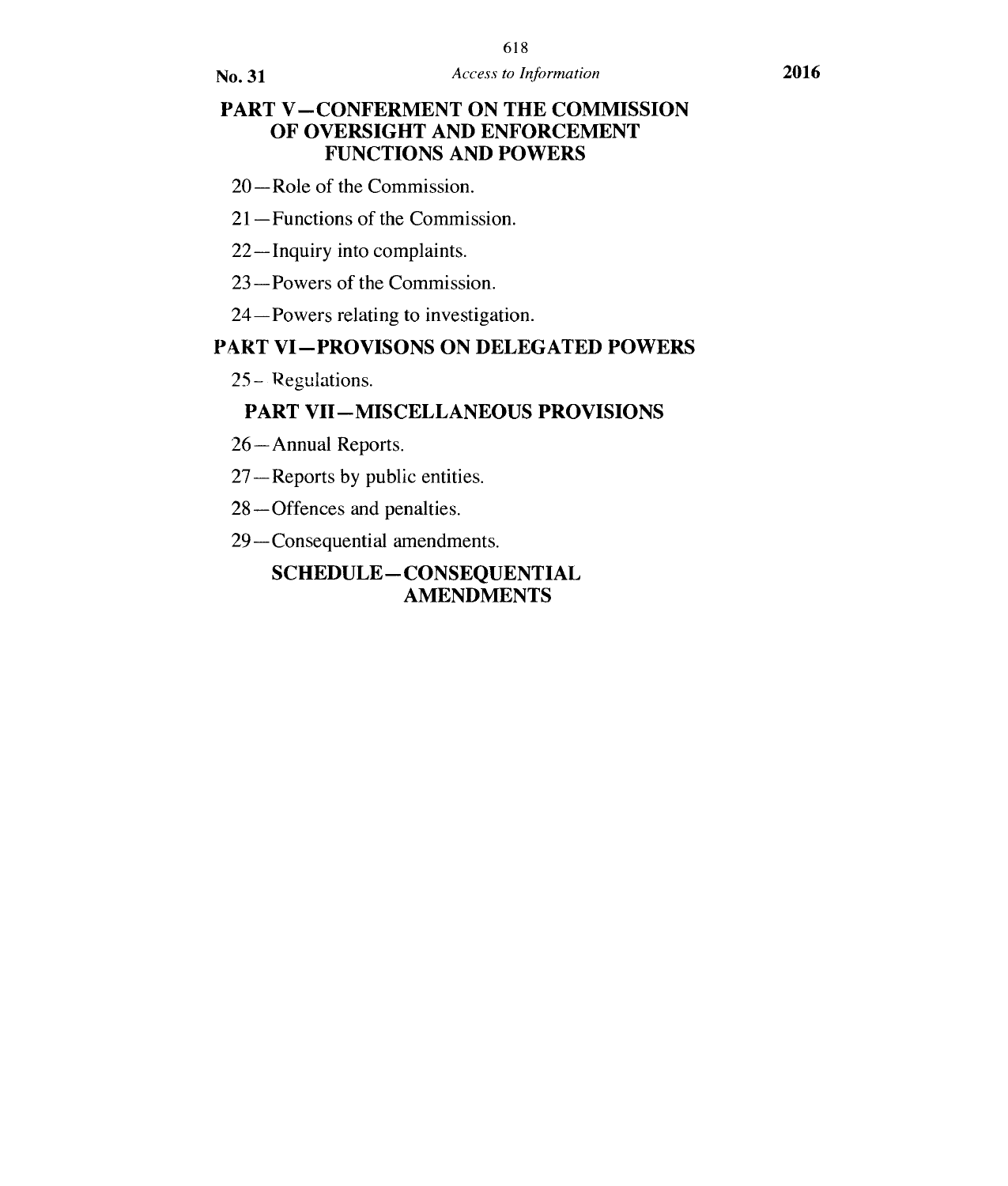## PART V—CONFERMENT ON THE COMMISSION OF OVERSIGHT AND ENFORCEMENT FUNCTIONS AND POWERS

20—Role of the Commission.

21—Functions of the Commission.

22—Inquiry into complaints.

23—Powers of the Commission.

24—Powers relating to investigation.

## PART VI—PROVISONS ON DELEGATED POWERS

25– Regulations.

## PART VII—MISCELLANEOUS PROVISIONS

26—Annual Reports.

27—Reports by public entities.

28—Offences and penalties.

29—Consequential amendments.

## SCHEDULE—CONSEQUENTIAL AMENDMENTS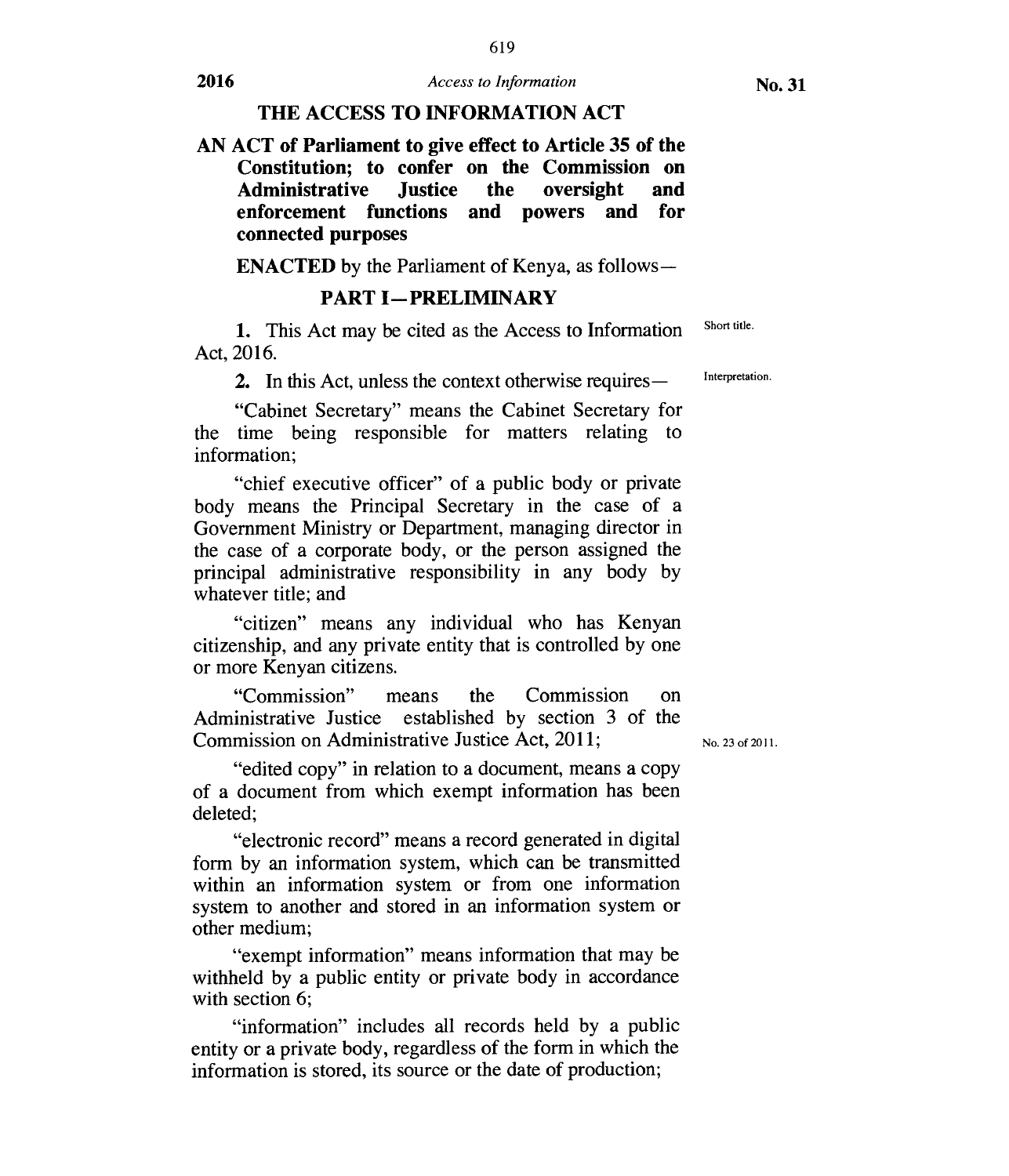# THE ACCESS TO INFORMATION ACT

**AN ACT of Parliament to give effect to Article 35 of the Constitution; to confer on the Commission on Administrative Justice the oversight and enforcement functions and powers and for connected purposes**

**ENACTED** by the Parliament of Kenya, as follows—

## PART I—PRELIMINARY

Short title.

**1.** This Act may be cited as the Access to Information Act, 2016.

Interpretation.

**2.** In this Act, unless the context otherwise requires—

"Cabinet Secretary" means the Cabinet Secretary for the time being responsible for matters relating to information;

"chief executive officer" of a public body or private body means the Principal Secretary in the case of a Government Ministry or Department, managing director in the case of a corporate body, or the person assigned the principal administrative responsibility in any body by whatever title; and

"citizen" means any individual who has Kenyan citizenship, and any private entity that is controlled by one or more Kenyan citizens.

"Commission" means the Commission on Administrative Justice established by section 3 of the Commission on Administrative Justice Act, 2011;

No. 23 of 2011.

"edited copy" in relation to a document, means a copy of a document from which exempt information has been deleted;

"electronic record" means a record generated in digital form by an information system, which can be transmitted within an information system or from one information system to another and stored in an information system or other medium;

"exempt information" means information that may be withheld by a public entity or private body in accordance with section 6;

"information" includes all records held by a public entity or a private body, regardless of the form in which the information is stored, its source or the date of production;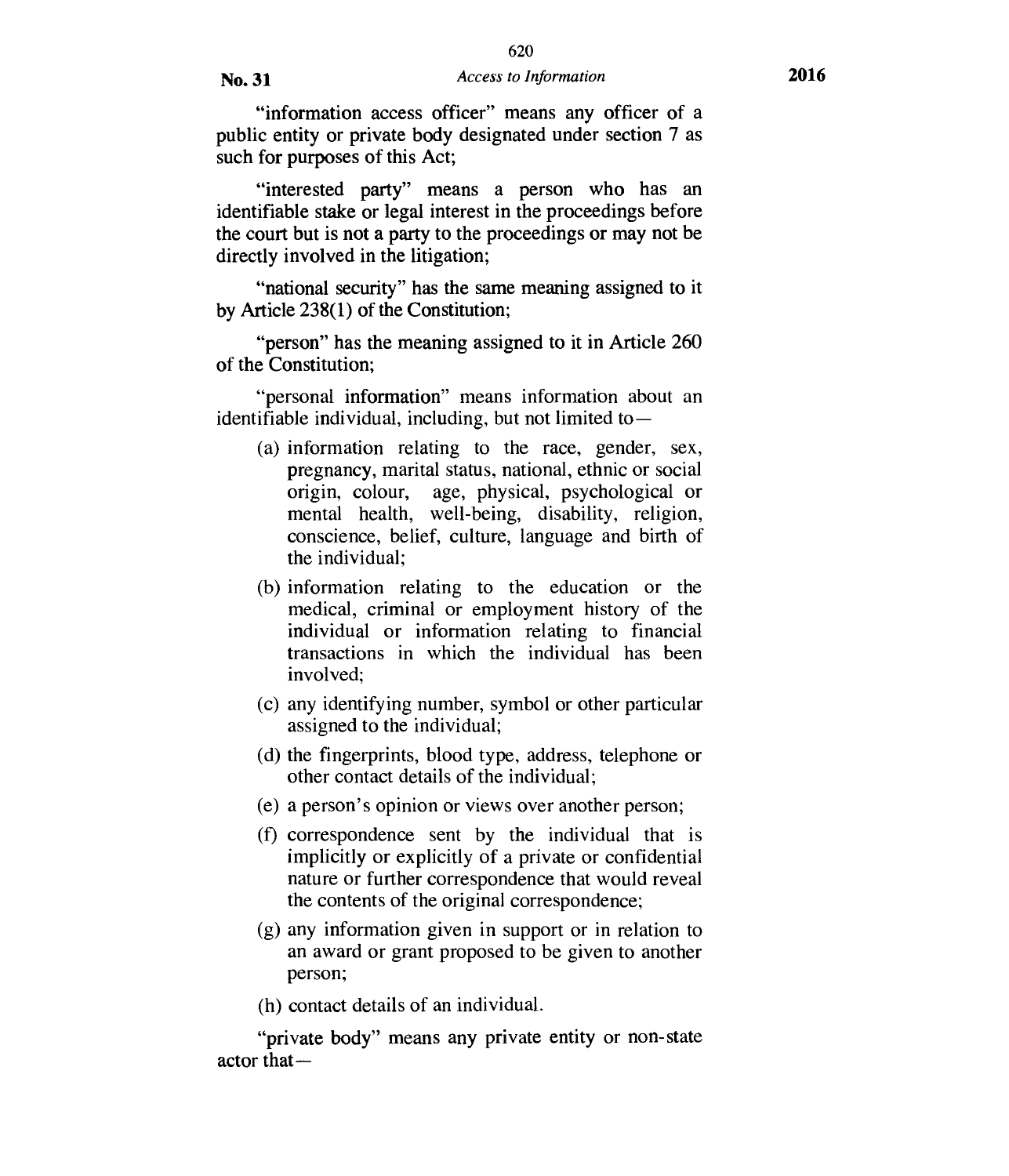"information access officer" means any officer of a public entity or private body designated under section 7 as such for purposes of this Act;

"interested party" means a person who has an identifiable stake or legal interest in the proceedings before the court but is not a party to the proceedings or may not be directly involved in the litigation;

"national security" has the same meaning assigned to it by Article 238(1) of the Constitution;

"person" has the meaning assigned to it in Article 260 of the Constitution;

"personal information" means information about an identifiable individual, including, but not limited to—

(a) information relating to the race, gender, sex, pregnancy, marital status, national, ethnic or social origin, colour, age, physical, psychological or mental health, well-being, disability, religion, conscience, belief, culture, language and birth of the individual;

(b) information relating to the education or the medical, criminal or employment history of the individual or information relating to financial transactions in which the individual has been involved;

(c) any identifying number, symbol or other particular assigned to the individual;

(d) the fingerprints, blood type, address, telephone or other contact details of the individual;

(e) a person's opinion or views over another person;

(f) correspondence sent by the individual that is implicitly or explicitly of a private or confidential nature or further correspondence that would reveal the contents of the original correspondence;

(g) any information given in support or in relation to an award or grant proposed to be given to another person;

(h) contact details of an individual.

"private body" means any private entity or non-state actor that—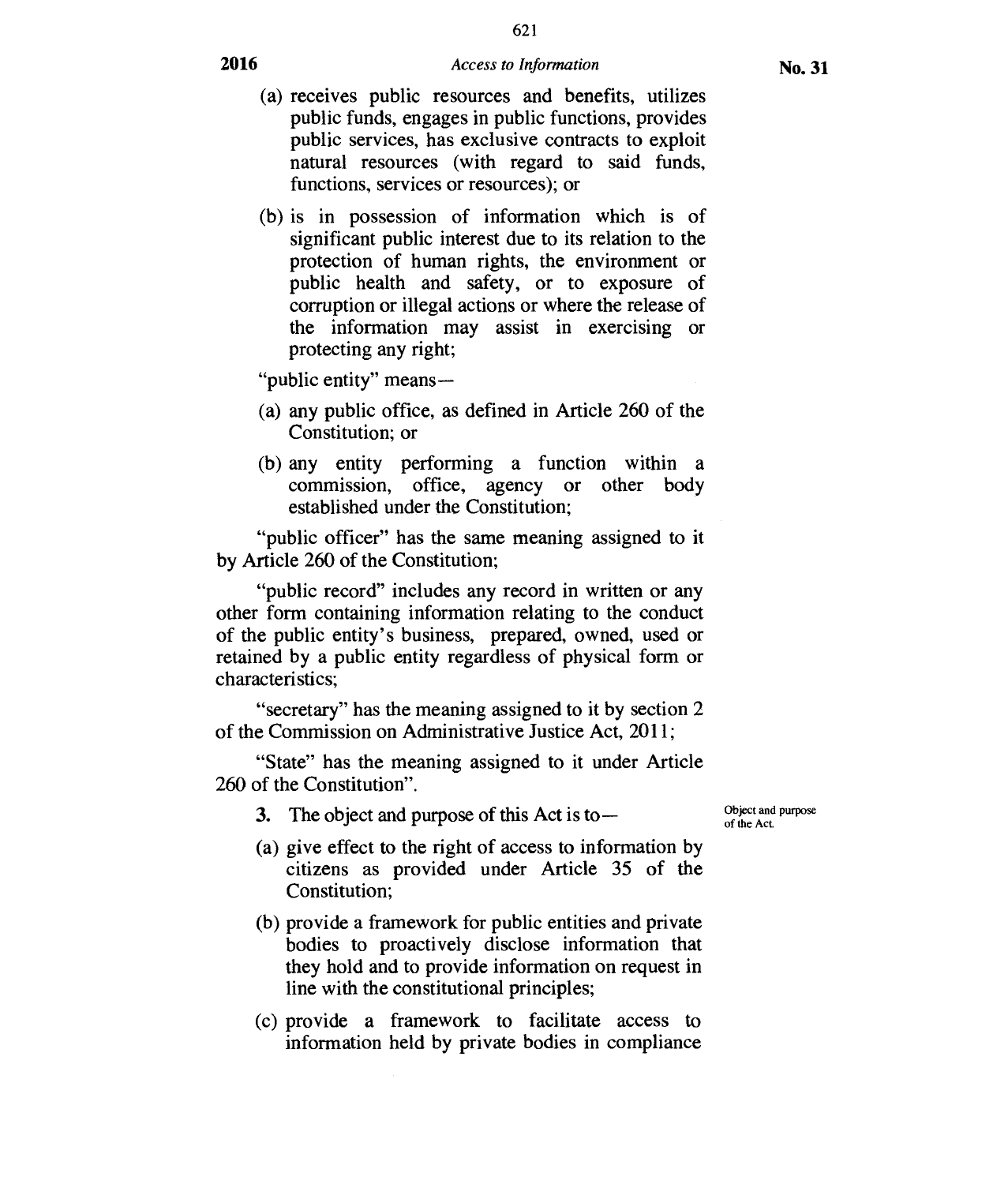(a) receives public resources and benefits, utilizes public funds, engages in public functions, provides public services, has exclusive contracts to exploit natural resources (with regard to said funds, functions, services or resources); or

(b) is in possession of information which is of significant public interest due to its relation to the protection of human rights, the environment or public health and safety, or to exposure of corruption or illegal actions or where the release of the information may assist in exercising or protecting any right;

"public entity" means—

(a) any public office, as defined in Article 260 of the Constitution; or

(b) any entity performing a function within a commission, office, agency or other body established under the Constitution;

"public officer" has the same meaning assigned to it by Article 260 of the Constitution;

"public record" includes any record in written or any other form containing information relating to the conduct of the public entity's business, prepared, owned, used or retained by a public entity regardless of physical form or characteristics;

"secretary" has the meaning assigned to it by section 2 of the Commission on Administrative Justice Act, 2011;

"State" has the meaning assigned to it under Article 260 of the Constitution".

Object and purpose of the Act.

**3.** The object and purpose of this Act is to—

(a) give effect to the right of access to information by citizens as provided under Article 35 of the Constitution;

(b) provide a framework for public entities and private bodies to proactively disclose information that they hold and to provide information on request in line with the constitutional principles;

(c) provide a framework to facilitate access to information held by private bodies in compliance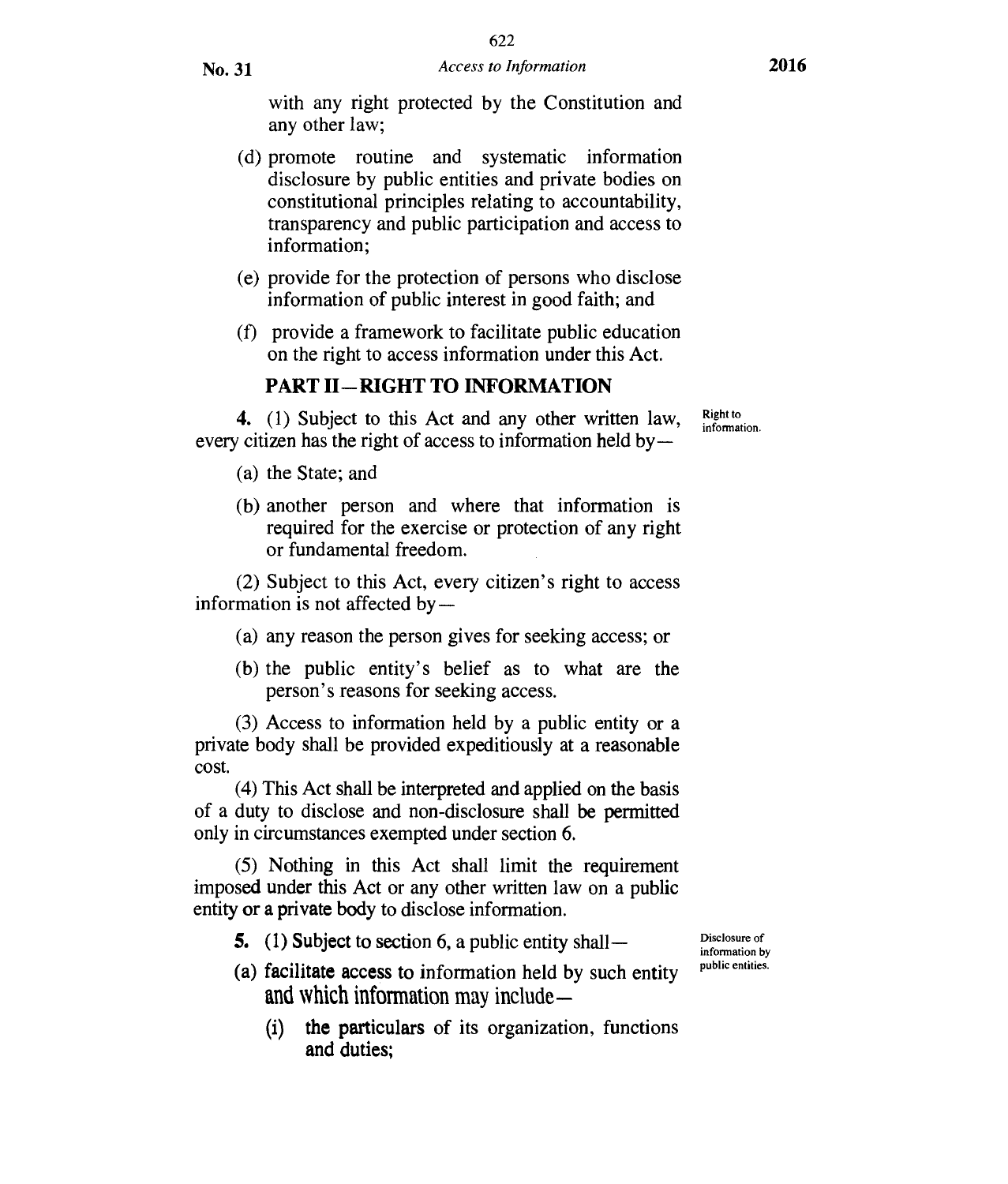with any right protected by the Constitution and any other law;

(d) promote routine and systematic information disclosure by public entities and private bodies on constitutional principles relating to accountability, transparency and public participation and access to information;

(e) provide for the protection of persons who disclose information of public interest in good faith; and

(f) provide a framework to facilitate public education on the right to access information under this Act.

## PART II—RIGHT TO INFORMATION

*Right to information.*

**4.** (1) Subject to this Act and any other written law, every citizen has the right of access to information held by—

(a) the State; and

(b) another person and where that information is required for the exercise or protection of any right or fundamental freedom.

(2) Subject to this Act, every citizen's right to access information is not affected by—

(a) any reason the person gives for seeking access; or

(b) the public entity's belief as to what are the person's reasons for seeking access.

(3) Access to information held by a public entity or a private body shall be provided expeditiously at a reasonable cost.

(4) This Act shall be interpreted and applied on the basis of a duty to disclose and non-disclosure shall be permitted only in circumstances exempted under section 6.

(5) Nothing in this Act shall limit the requirement imposed under this Act or any other written law on a public entity or a private body to disclose information.

*Disclosure of information by public entities.*

**5.** (1) Subject to section 6, a public entity shall—

(a) facilitate access to information held by such entity and which information may include—

(i) the particulars of its organization, functions and duties;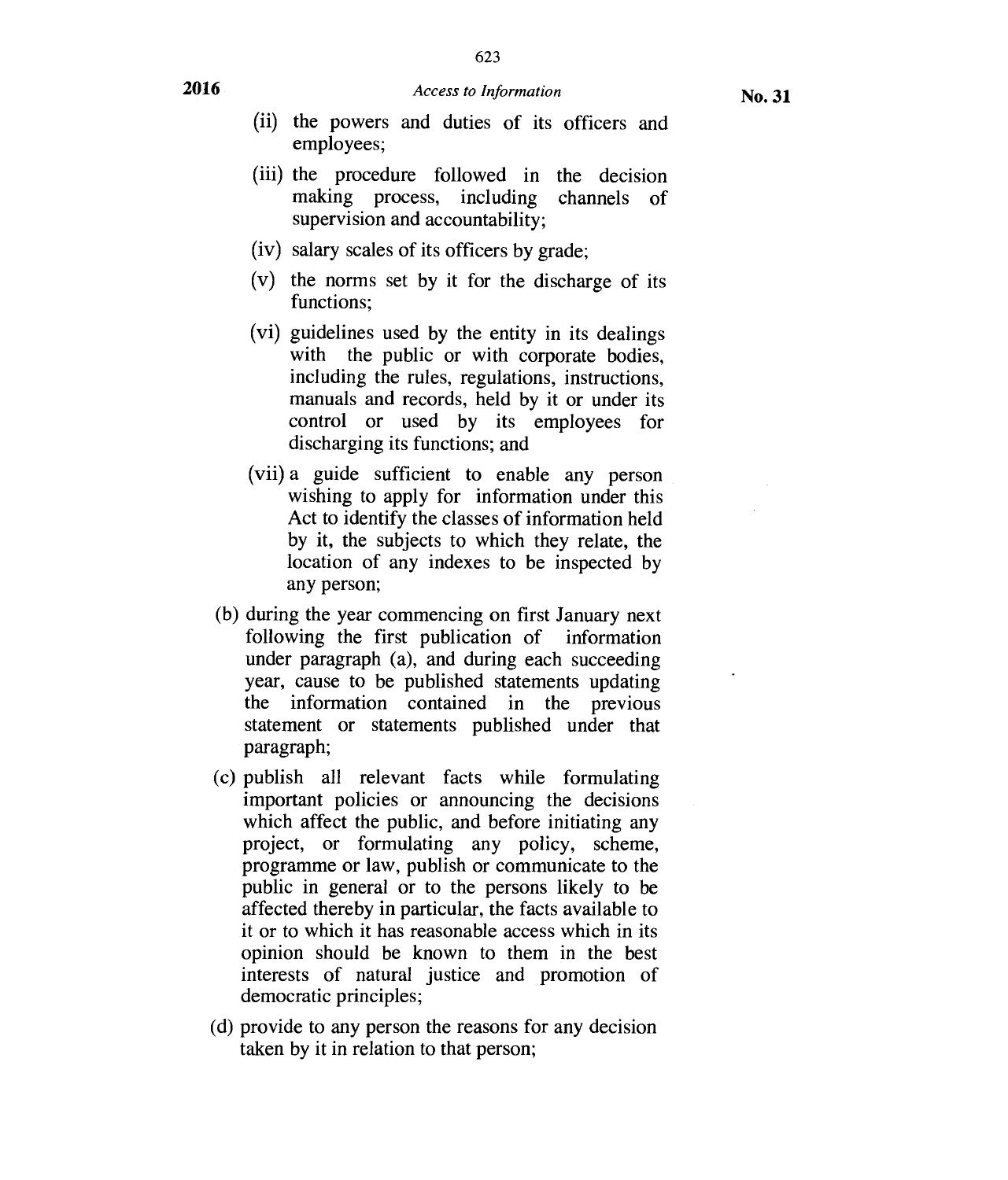(ii) the powers and duties of its officers and employees;

(iii) the procedure followed in the decision making process, including channels of supervision and accountability;

(iv) salary scales of its officers by grade;

(v) the norms set by it for the discharge of its functions;

(vi) guidelines used by the entity in its dealings with the public or with corporate bodies, including the rules, regulations, instructions, manuals and records, held by it or under its control or used by its employees for discharging its functions; and

(vii) a guide sufficient to enable any person wishing to apply for information under this Act to identify the classes of information held by it, the subjects to which they relate, the location of any indexes to be inspected by any person;

(b) during the year commencing on first January next following the first publication of information under paragraph (a), and during each succeeding year, cause to be published statements updating the information contained in the previous statement or statements published under that paragraph;

(c) publish all relevant facts while formulating important policies or announcing the decisions which affect the public, and before initiating any project, or formulating any policy, scheme, programme or law, publish or communicate to the public in general or to the persons likely to be affected thereby in particular, the facts available to it or to which it has reasonable access which in its opinion should be known to them in the best interests of natural justice and promotion of democratic principles;

(d) provide to any person the reasons for any decision taken by it in relation to that person;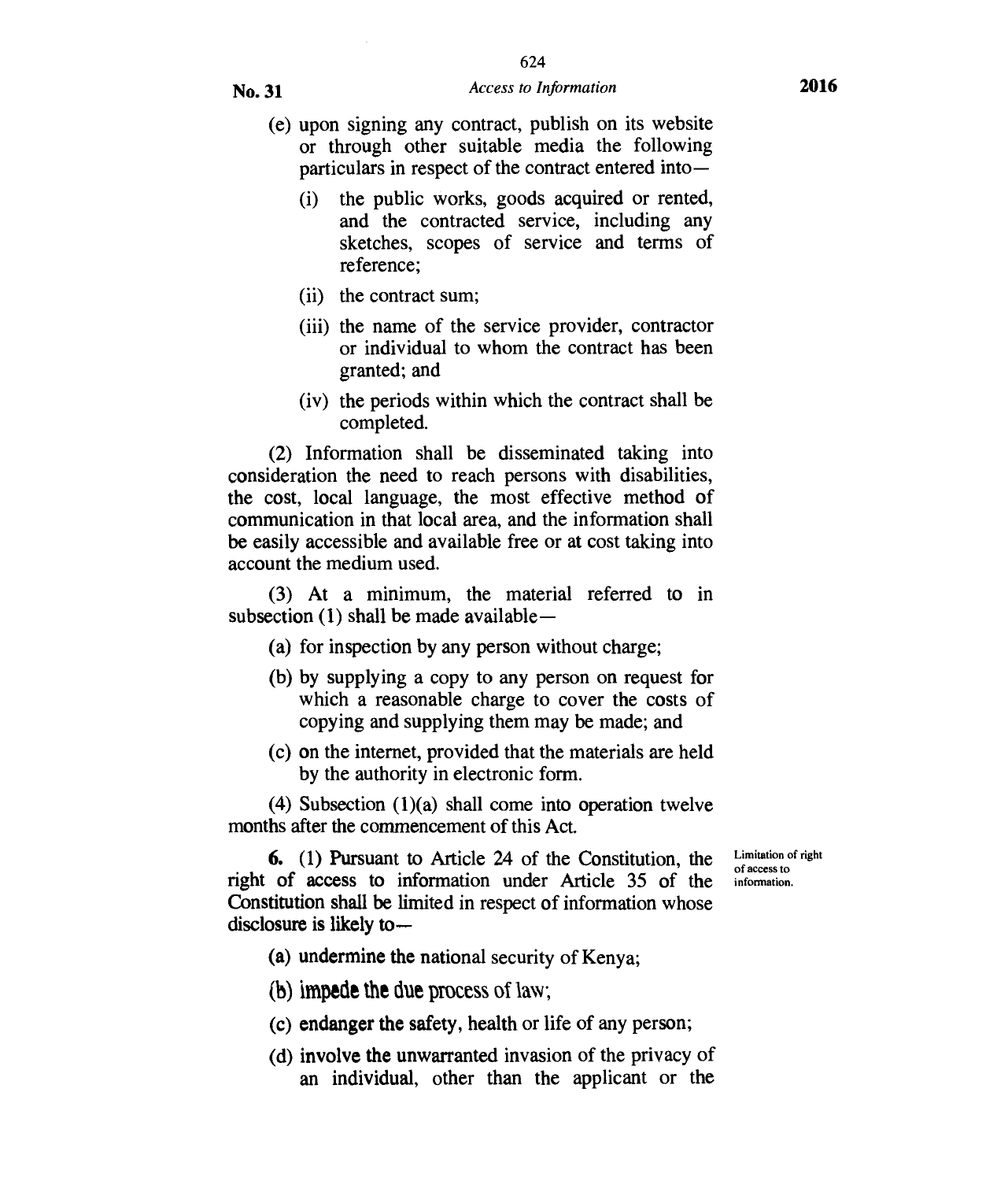(e) upon signing any contract, publish on its website or through other suitable media the following particulars in respect of the contract entered into—

(i) the public works, goods acquired or rented, and the contracted service, including any sketches, scopes of service and terms of reference;

(ii) the contract sum;

(iii) the name of the service provider, contractor or individual to whom the contract has been granted; and

(iv) the periods within which the contract shall be completed.

(2) Information shall be disseminated taking into consideration the need to reach persons with disabilities, the cost, local language, the most effective method of communication in that local area, and the information shall be easily accessible and available free or at cost taking into account the medium used.

(3) At a minimum, the material referred to in subsection (1) shall be made available—

(a) for inspection by any person without charge;

(b) by supplying a copy to any person on request for which a reasonable charge to cover the costs of copying and supplying them may be made; and

(c) on the internet, provided that the materials are held by the authority in electronic form.

(4) Subsection (1)(a) shall come into operation twelve months after the commencement of this Act.

Limitation of right of access to information.

**6.** (1) Pursuant to Article 24 of the Constitution, the right of access to information under Article 35 of the Constitution shall be limited in respect of information whose disclosure is likely to—

(a) undermine the national security of Kenya;

(b) impede the due process of law;

(c) endanger the safety, health or life of any person;

(d) involve the unwarranted invasion of the privacy of an individual, other than the applicant or the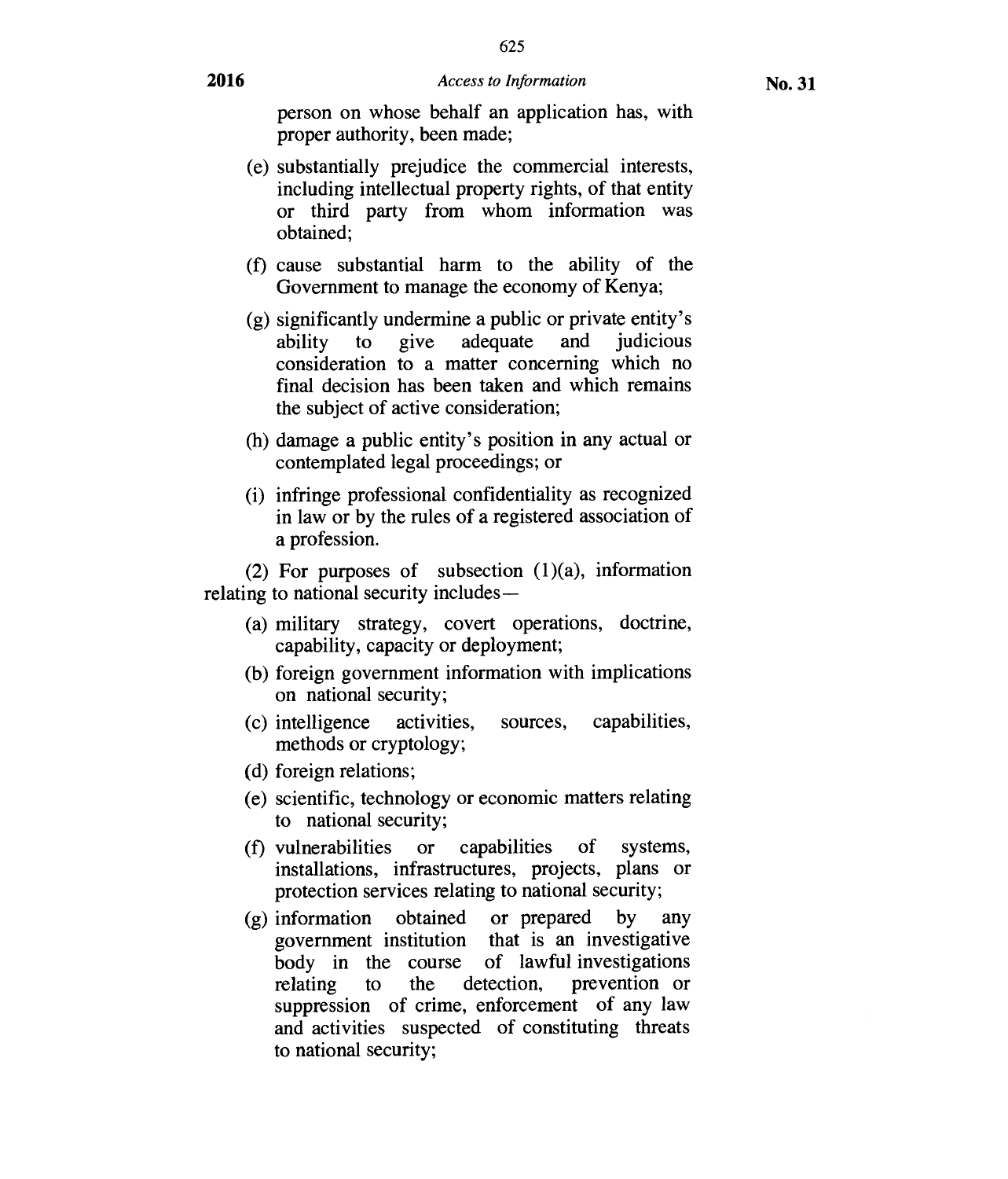person on whose behalf an application has, with proper authority, been made;

(e) substantially prejudice the commercial interests, including intellectual property rights, of that entity or third party from whom information was obtained;

(f) cause substantial harm to the ability of the Government to manage the economy of Kenya;

(g) significantly undermine a public or private entity's ability to give adequate and judicious consideration to a matter concerning which no final decision has been taken and which remains the subject of active consideration;

(h) damage a public entity's position in any actual or contemplated legal proceedings; or

(i) infringe professional confidentiality as recognized in law or by the rules of a registered association of a profession.

(2) For purposes of subsection (1)(a), information relating to national security includes—

(a) military strategy, covert operations, doctrine, capability, capacity or deployment;

(b) foreign government information with implications on national security;

(c) intelligence activities, sources, capabilities, methods or cryptology;

(d) foreign relations;

(e) scientific, technology or economic matters relating to national security;

(f) vulnerabilities or capabilities of systems, installations, infrastructures, projects, plans or protection services relating to national security;

(g) information obtained or prepared by any government institution that is an investigative body in the course of lawful investigations relating to the detection, prevention or suppression of crime, enforcement of any law and activities suspected of constituting threats to national security;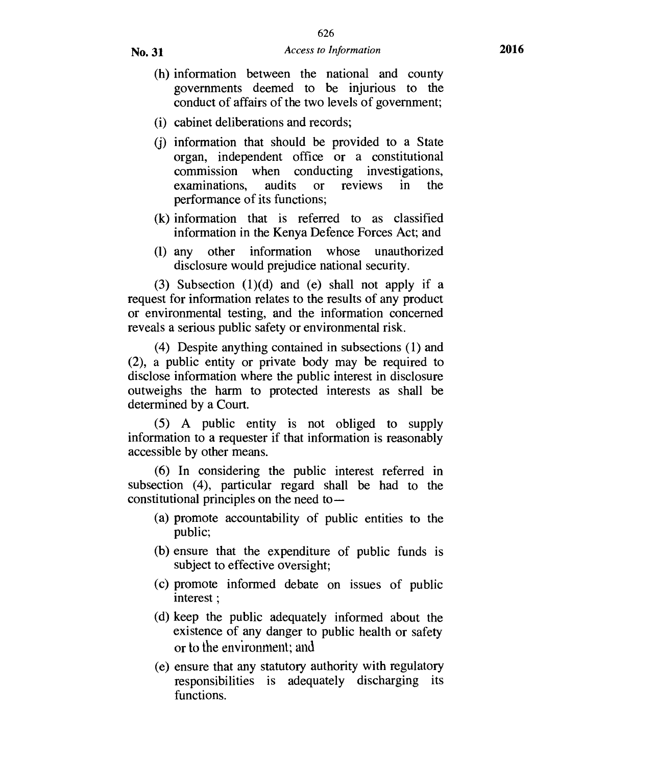(h) information between the national and county governments deemed to be injurious to the conduct of affairs of the two levels of government;

(i) cabinet deliberations and records;

(j) information that should be provided to a State organ, independent office or a constitutional commission when conducting investigations, examinations, audits or reviews in the performance of its functions;

(k) information that is referred to as classified information in the Kenya Defence Forces Act; and

(l) any other information whose unauthorized disclosure would prejudice national security.

(3) Subsection (1)(d) and (e) shall not apply if a request for information relates to the results of any product or environmental testing, and the information concerned reveals a serious public safety or environmental risk.

(4) Despite anything contained in subsections (1) and (2), a public entity or private body may be required to disclose information where the public interest in disclosure outweighs the harm to protected interests as shall be determined by a Court.

(5) A public entity is not obliged to supply information to a requester if that information is reasonably accessible by other means.

(6) In considering the public interest referred in subsection (4), particular regard shall be had to the constitutional principles on the need to—

(a) promote accountability of public entities to the public;

(b) ensure that the expenditure of public funds is subject to effective oversight;

(c) promote informed debate on issues of public interest ;

(d) keep the public adequately informed about the existence of any danger to public health or safety or to the environment; and

(e) ensure that any statutory authority with regulatory responsibilities is adequately discharging its functions.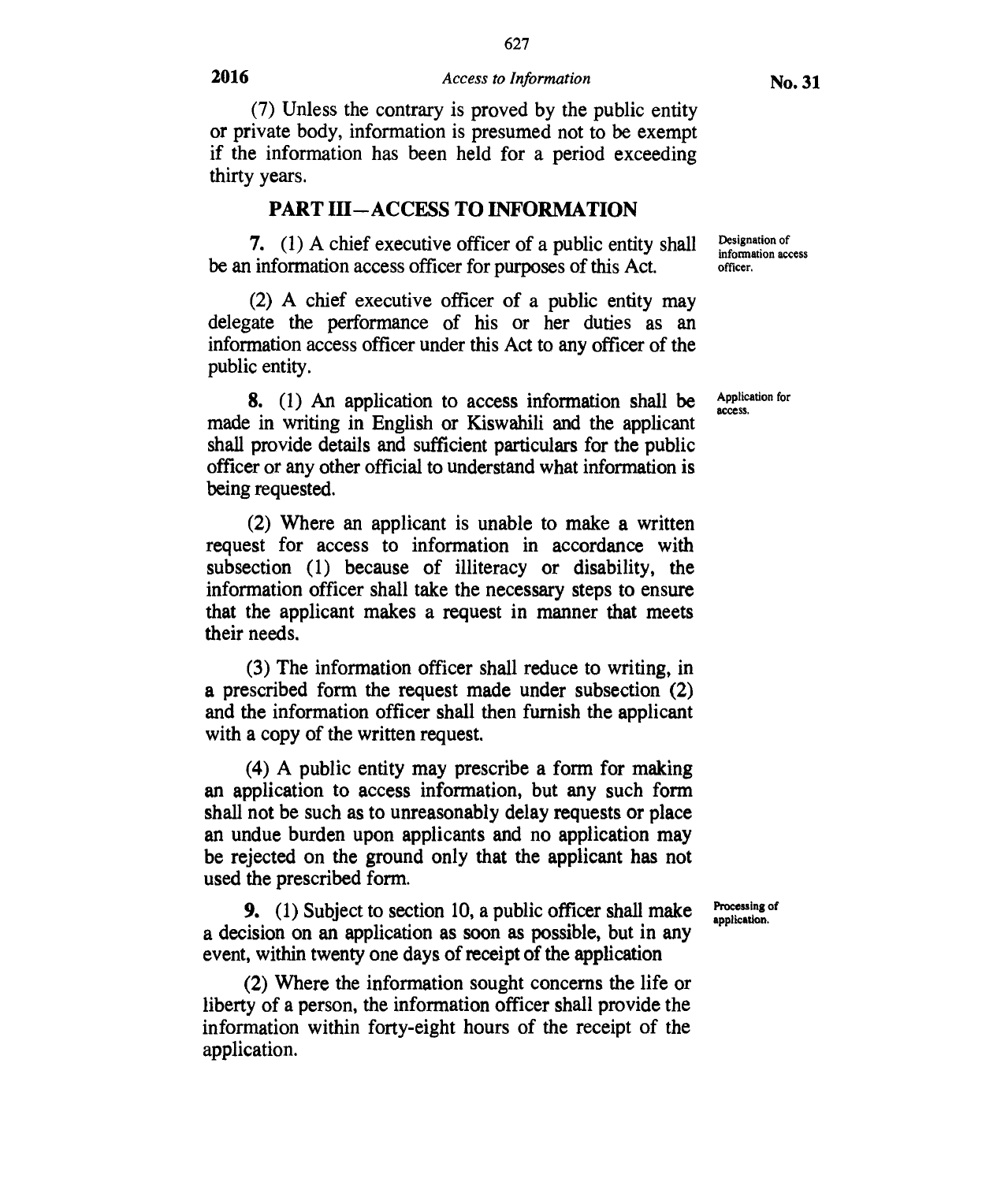(7) Unless the contrary is proved by the public entity or private body, information is presumed not to be exempt if the information has been held for a period exceeding thirty years.

## PART III—ACCESS TO INFORMATION

*Designation of information access officer.*

**7.** (1) A chief executive officer of a public entity shall be an information access officer for purposes of this Act.

(2) A chief executive officer of a public entity may delegate the performance of his or her duties as an information access officer under this Act to any officer of the public entity.

*Application for access.*

**8.** (1) An application to access information shall be made in writing in English or Kiswahili and the applicant shall provide details and sufficient particulars for the public officer or any other official to understand what information is being requested.

(2) Where an applicant is unable to make a written request for access to information in accordance with subsection (1) because of illiteracy or disability, the information officer shall take the necessary steps to ensure that the applicant makes a request in manner that meets their needs.

(3) The information officer shall reduce to writing, in a prescribed form the request made under subsection (2) and the information officer shall then furnish the applicant with a copy of the written request.

(4) A public entity may prescribe a form for making an application to access information, but any such form shall not be such as to unreasonably delay requests or place an undue burden upon applicants and no application may be rejected on the ground only that the applicant has not used the prescribed form.

*Processing of application.*

**9.** (1) Subject to section 10, a public officer shall make a decision on an application as soon as possible, but in any event, within twenty one days of receipt of the application

(2) Where the information sought concerns the life or liberty of a person, the information officer shall provide the information within forty-eight hours of the receipt of the application.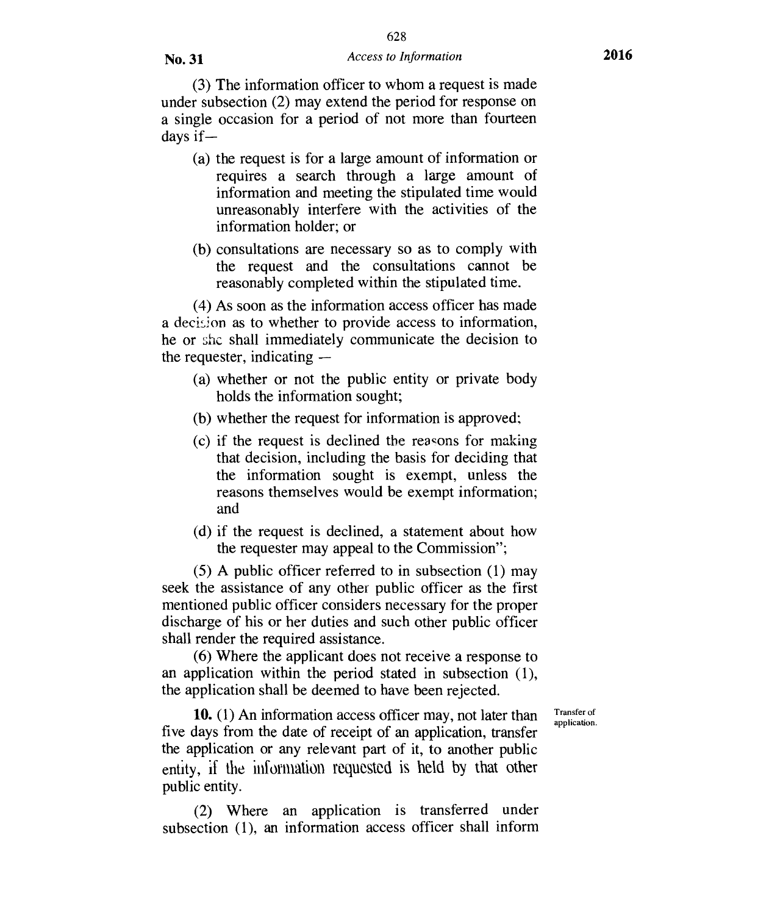(3) The information officer to whom a request is made under subsection (2) may extend the period for response on a single occasion for a period of not more than fourteen days if—

(a) the request is for a large amount of information or requires a search through a large amount of information and meeting the stipulated time would unreasonably interfere with the activities of the information holder; or

(b) consultations are necessary so as to comply with the request and the consultations cannot be reasonably completed within the stipulated time.

(4) As soon as the information access officer has made a decision as to whether to provide access to information, he or she shall immediately communicate the decision to the requester, indicating —

(a) whether or not the public entity or private body holds the information sought;

(b) whether the request for information is approved;

(c) if the request is declined the reasons for making that decision, including the basis for deciding that the information sought is exempt, unless the reasons themselves would be exempt information; and

(d) if the request is declined, a statement about how the requester may appeal to the Commission";

(5) A public officer referred to in subsection (1) may seek the assistance of any other public officer as the first mentioned public officer considers necessary for the proper discharge of his or her duties and such other public officer shall render the required assistance.

(6) Where the applicant does not receive a response to an application within the period stated in subsection (1), the application shall be deemed to have been rejected.

Transfer of application.

**10.** (1) An information access officer may, not later than five days from the date of receipt of an application, transfer the application or any relevant part of it, to another public entity, if the information requested is held by that other public entity.

(2) Where an application is transferred under subsection (1), an information access officer shall inform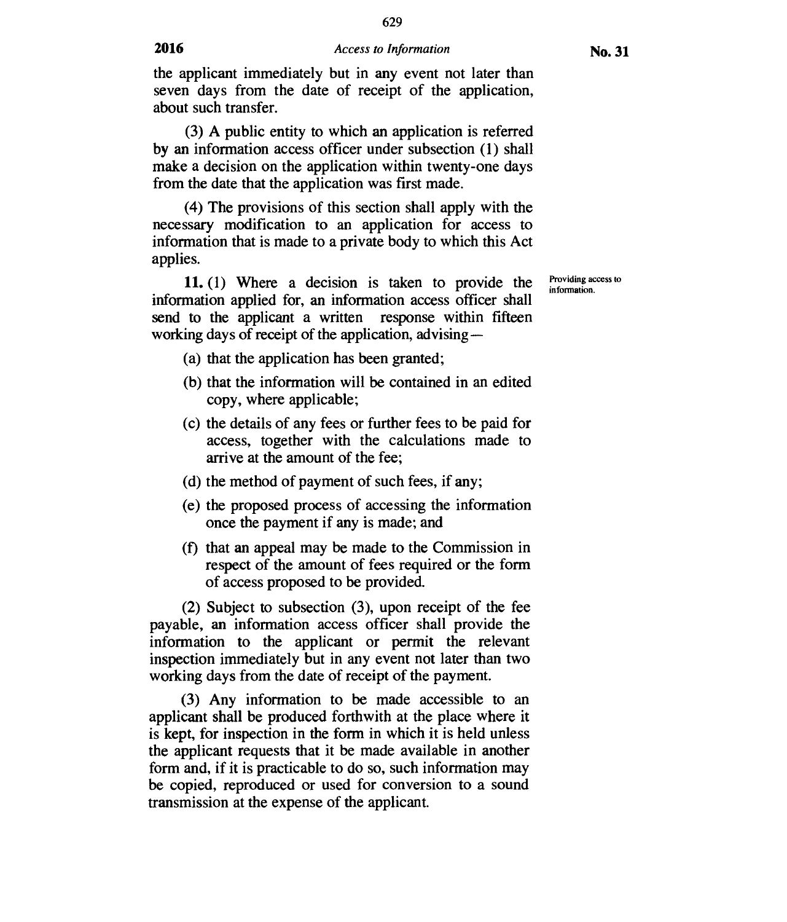the applicant immediately but in any event not later than seven days from the date of receipt of the application, about such transfer.

(3) A public entity to which an application is referred by an information access officer under subsection (1) shall make a decision on the application within twenty-one days from the date that the application was first made.

(4) The provisions of this section shall apply with the necessary modification to an application for access to information that is made to a private body to which this Act applies.

Providing access to information.

**11.** (1) Where a decision is taken to provide the information applied for, an information access officer shall send to the applicant a written response within fifteen working days of receipt of the application, advising—

(a) that the application has been granted;

(b) that the information will be contained in an edited copy, where applicable;

(c) the details of any fees or further fees to be paid for access, together with the calculations made to arrive at the amount of the fee;

(d) the method of payment of such fees, if any;

(e) the proposed process of accessing the information once the payment if any is made; and

(f) that an appeal may be made to the Commission in respect of the amount of fees required or the form of access proposed to be provided.

(2) Subject to subsection (3), upon receipt of the fee payable, an information access officer shall provide the information to the applicant or permit the relevant inspection immediately but in any event not later than two working days from the date of receipt of the payment.

(3) Any information to be made accessible to an applicant shall be produced forthwith at the place where it is kept, for inspection in the form in which it is held unless the applicant requests that it be made available in another form and, if it is practicable to do so, such information may be copied, reproduced or used for conversion to a sound transmission at the expense of the applicant.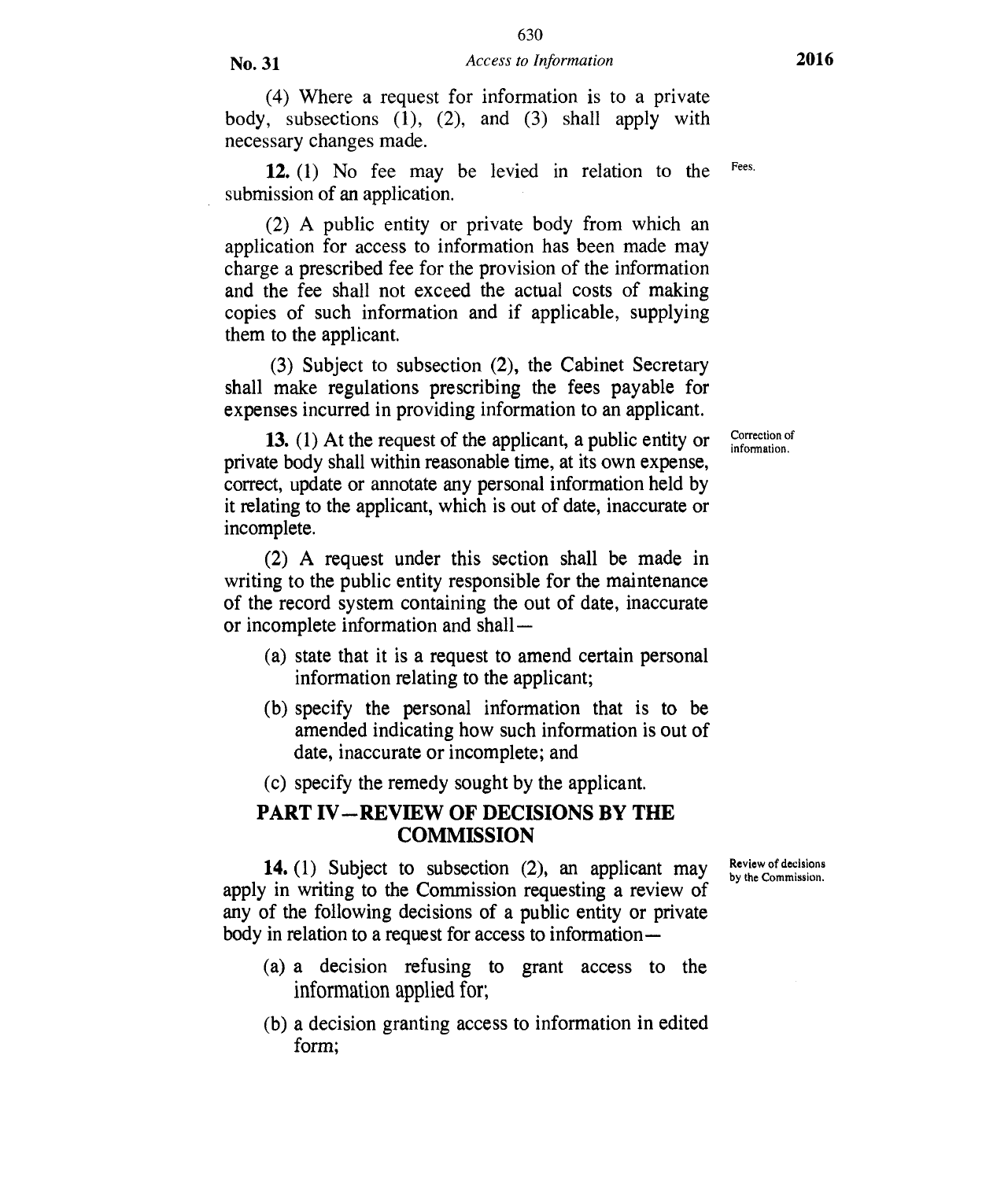(4) Where a request for information is to a private body, subsections (1), (2), and (3) shall apply with necessary changes made.

**12.** (1) No fee may be levied in relation to the submission of an application. Fees.

(2) A public entity or private body from which an application for access to information has been made may charge a prescribed fee for the provision of the information and the fee shall not exceed the actual costs of making copies of such information and if applicable, supplying them to the applicant.

(3) Subject to subsection (2), the Cabinet Secretary shall make regulations prescribing the fees payable for expenses incurred in providing information to an applicant.

**13.** (1) At the request of the applicant, a public entity or private body shall within reasonable time, at its own expense, correct, update or annotate any personal information held by it relating to the applicant, which is out of date, inaccurate or incomplete. Correction of information.

(2) A request under this section shall be made in writing to the public entity responsible for the maintenance of the record system containing the out of date, inaccurate or incomplete information and shall—

(a) state that it is a request to amend certain personal information relating to the applicant;

(b) specify the personal information that is to be amended indicating how such information is out of date, inaccurate or incomplete; and

(c) specify the remedy sought by the applicant.

## PART IV—REVIEW OF DECISIONS BY THE COMMISSION

**14.** (1) Subject to subsection (2), an applicant may apply in writing to the Commission requesting a review of any of the following decisions of a public entity or private body in relation to a request for access to information— Review of decisions by the Commission.

(a) a decision refusing to grant access to the information applied for;

(b) a decision granting access to information in edited form;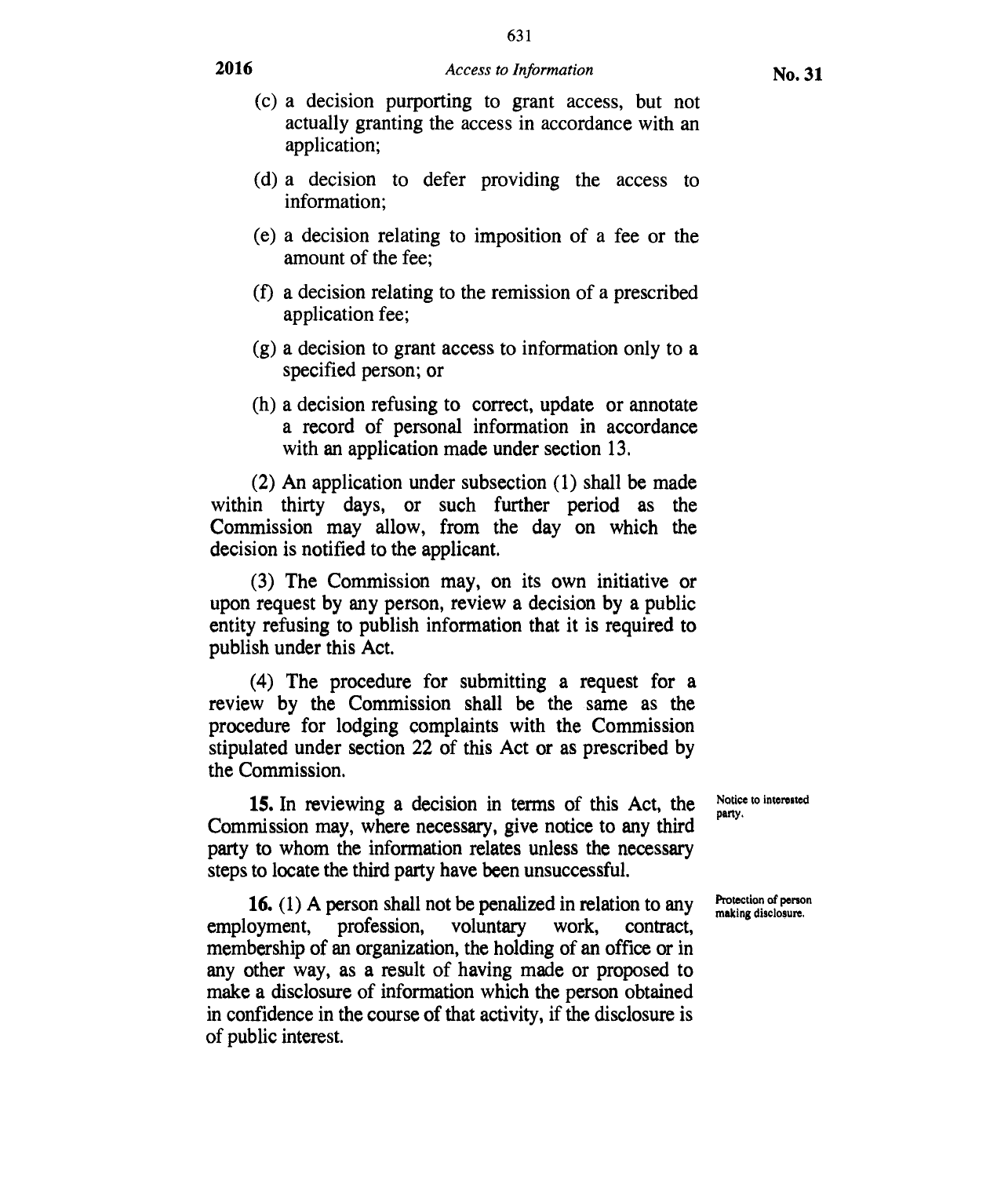(c) a decision purporting to grant access, but not actually granting the access in accordance with an application;

(d) a decision to defer providing the access to information;

(e) a decision relating to imposition of a fee or the amount of the fee;

(f) a decision relating to the remission of a prescribed application fee;

(g) a decision to grant access to information only to a specified person; or

(h) a decision refusing to correct, update or annotate a record of personal information in accordance with an application made under section 13.

(2) An application under subsection (1) shall be made within thirty days, or such further period as the Commission may allow, from the day on which the decision is notified to the applicant.

(3) The Commission may, on its own initiative or upon request by any person, review a decision by a public entity refusing to publish information that it is required to publish under this Act.

(4) The procedure for submitting a request for a review by the Commission shall be the same as the procedure for lodging complaints with the Commission stipulated under section 22 of this Act or as prescribed by the Commission.

Notice to interested party.

**15.** In reviewing a decision in terms of this Act, the Commission may, where necessary, give notice to any third party to whom the information relates unless the necessary steps to locate the third party have been unsuccessful.

Protection of person making disclosure.

**16.** (1) A person shall not be penalized in relation to any employment, profession, voluntary work, contract, membership of an organization, the holding of an office or in any other way, as a result of having made or proposed to make a disclosure of information which the person obtained in confidence in the course of that activity, if the disclosure is of public interest.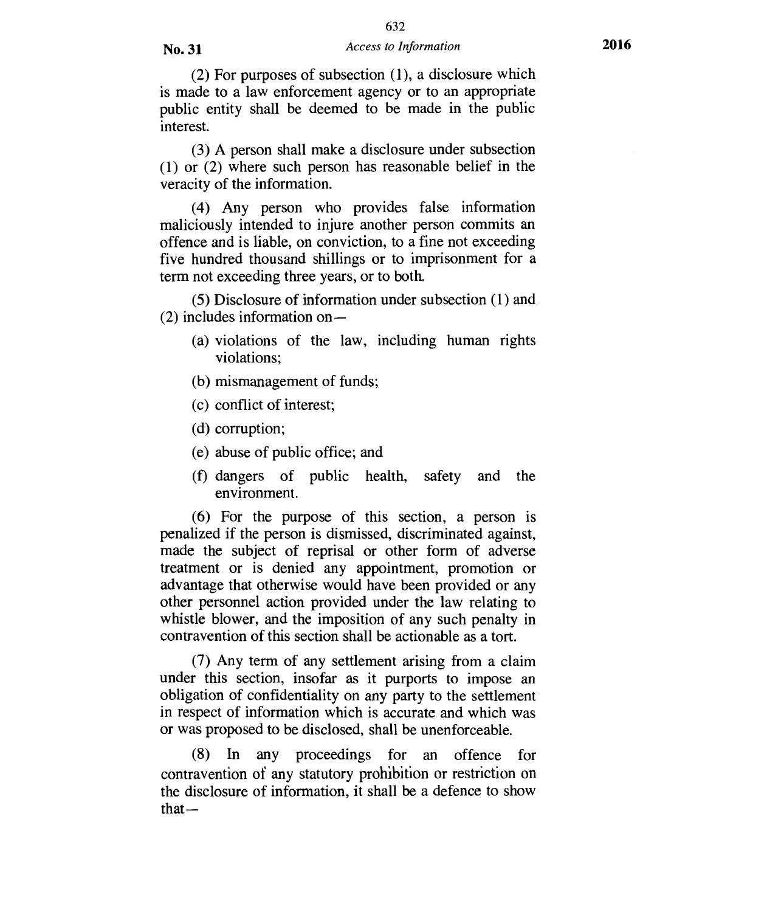(2) For purposes of subsection (1), a disclosure which is made to a law enforcement agency or to an appropriate public entity shall be deemed to be made in the public interest.

(3) A person shall make a disclosure under subsection (1) or (2) where such person has reasonable belief in the veracity of the information.

(4) Any person who provides false information maliciously intended to injure another person commits an offence and is liable, on conviction, to a fine not exceeding five hundred thousand shillings or to imprisonment for a term not exceeding three years, or to both.

(5) Disclosure of information under subsection (1) and (2) includes information on—

- (a) violations of the law, including human rights violations;
- (b) mismanagement of funds;
- (c) conflict of interest;
- (d) corruption;
- (e) abuse of public office; and
- (f) dangers of public health, safety and the environment.

(6) For the purpose of this section, a person is penalized if the person is dismissed, discriminated against, made the subject of reprisal or other form of adverse treatment or is denied any appointment, promotion or advantage that otherwise would have been provided or any other personnel action provided under the law relating to whistle blower, and the imposition of any such penalty in contravention of this section shall be actionable as a tort.

(7) Any term of any settlement arising from a claim under this section, insofar as it purports to impose an obligation of confidentiality on any party to the settlement in respect of information which is accurate and which was or was proposed to be disclosed, shall be unenforceable.

(8) In any proceedings for an offence for contravention of any statutory prohibition or restriction on the disclosure of information, it shall be a defence to show that—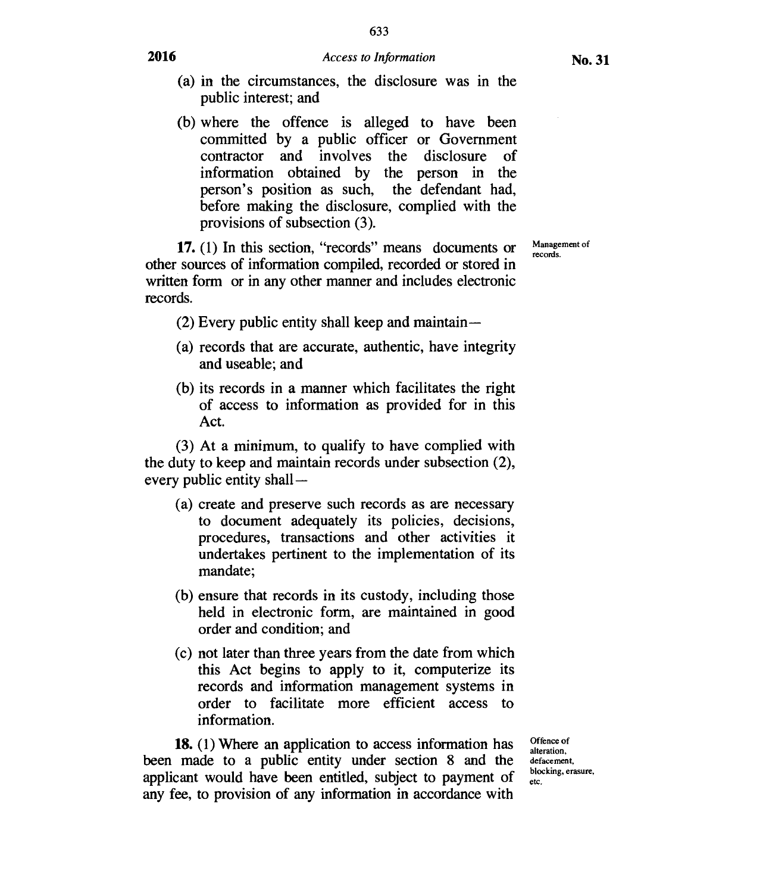(a) in the circumstances, the disclosure was in the public interest; and

(b) where the offence is alleged to have been committed by a public officer or Government contractor and involves the disclosure of information obtained by the person in the person's position as such, the defendant had, before making the disclosure, complied with the provisions of subsection (3).

Management of records.

**17.** (1) In this section, "records" means documents or other sources of information compiled, recorded or stored in written form or in any other manner and includes electronic records.

(2) Every public entity shall keep and maintain—

(a) records that are accurate, authentic, have integrity and useable; and

(b) its records in a manner which facilitates the right of access to information as provided for in this Act.

(3) At a minimum, to qualify to have complied with the duty to keep and maintain records under subsection (2), every public entity shall—

(a) create and preserve such records as are necessary to document adequately its policies, decisions, procedures, transactions and other activities it undertakes pertinent to the implementation of its mandate;

(b) ensure that records in its custody, including those held in electronic form, are maintained in good order and condition; and

(c) not later than three years from the date from which this Act begins to apply to it, computerize its records and information management systems in order to facilitate more efficient access to information.

Offence of alteration, defacement, blocking, erasure, etc.

**18.** (1) Where an application to access information has been made to a public entity under section 8 and the applicant would have been entitled, subject to payment of any fee, to provision of any information in accordance with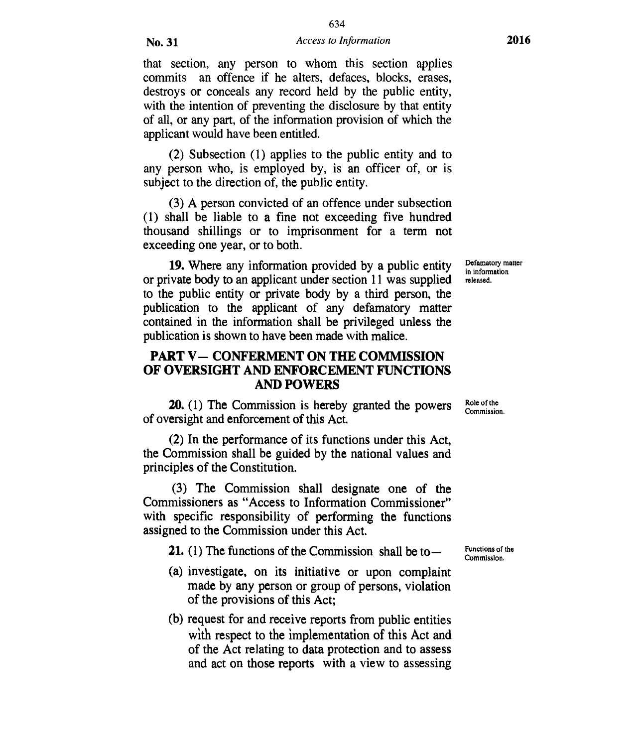that section, any person to whom this section applies commits an offence if he alters, defaces, blocks, erases, destroys or conceals any record held by the public entity, with the intention of preventing the disclosure by that entity of all, or any part, of the information provision of which the applicant would have been entitled.

(2) Subsection (1) applies to the public entity and to any person who, is employed by, is an officer of, or is subject to the direction of, the public entity.

(3) A person convicted of an offence under subsection (1) shall be liable to a fine not exceeding five hundred thousand shillings or to imprisonment for a term not exceeding one year, or to both.

Defamatory matter in information released.

**19.** Where any information provided by a public entity or private body to an applicant under section 11 was supplied to the public entity or private body by a third person, the publication to the applicant of any defamatory matter contained in the information shall be privileged unless the publication is shown to have been made with malice.

## PART V— CONFERMENT ON THE COMMISSION OF OVERSIGHT AND ENFORCEMENT FUNCTIONS AND POWERS

Role of the Commission.

**20.** (1) The Commission is hereby granted the powers of oversight and enforcement of this Act.

(2) In the performance of its functions under this Act, the Commission shall be guided by the national values and principles of the Constitution.

(3) The Commission shall designate one of the Commissioners as "Access to Information Commissioner" with specific responsibility of performing the functions assigned to the Commission under this Act.

Functions of the Commission.

**21.** (1) The functions of the Commission shall be to—

(a) investigate, on its initiative or upon complaint made by any person or group of persons, violation of the provisions of this Act;

(b) request for and receive reports from public entities with respect to the implementation of this Act and of the Act relating to data protection and to assess and act on those reports with a view to assessing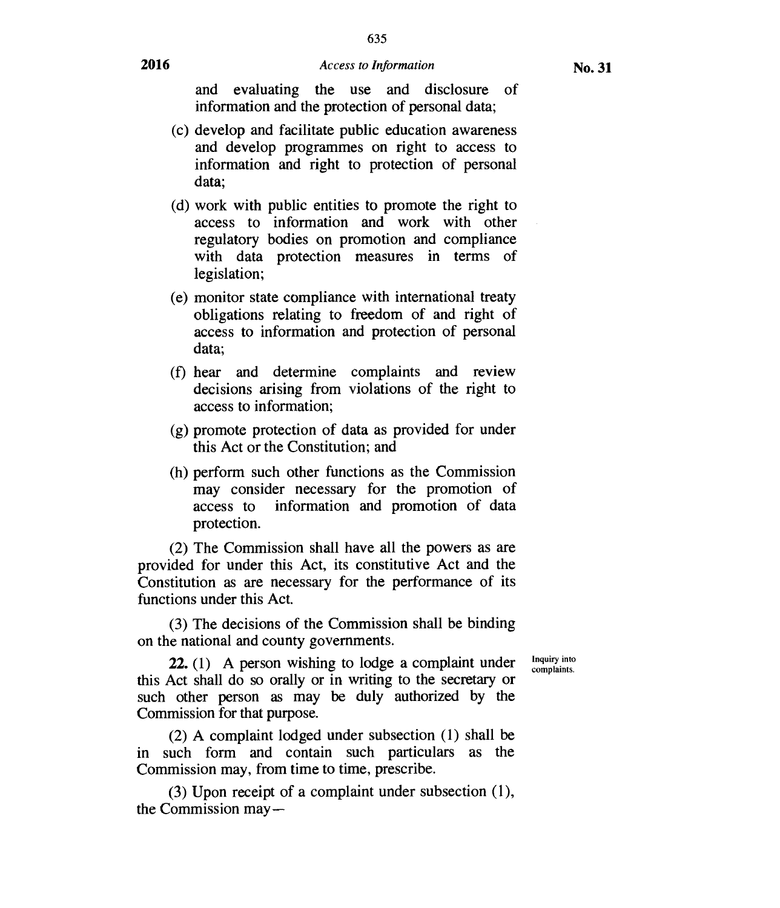and evaluating the use and disclosure of information and the protection of personal data;

(c) develop and facilitate public education awareness and develop programmes on right to access to information and right to protection of personal data;

(d) work with public entities to promote the right to access to information and work with other regulatory bodies on promotion and compliance with data protection measures in terms of legislation;

(e) monitor state compliance with international treaty obligations relating to freedom of and right of access to information and protection of personal data;

(f) hear and determine complaints and review decisions arising from violations of the right to access to information;

(g) promote protection of data as provided for under this Act or the Constitution; and

(h) perform such other functions as the Commission may consider necessary for the promotion of access to information and promotion of data protection.

(2) The Commission shall have all the powers as are provided for under this Act, its constitutive Act and the Constitution as are necessary for the performance of its functions under this Act.

(3) The decisions of the Commission shall be binding on the national and county governments.

Inquiry into complaints.

**22.** (1) A person wishing to lodge a complaint under this Act shall do so orally or in writing to the secretary or such other person as may be duly authorized by the Commission for that purpose.

(2) A complaint lodged under subsection (1) shall be in such form and contain such particulars as the Commission may, from time to time, prescribe.

(3) Upon receipt of a complaint under subsection (1), the Commission may—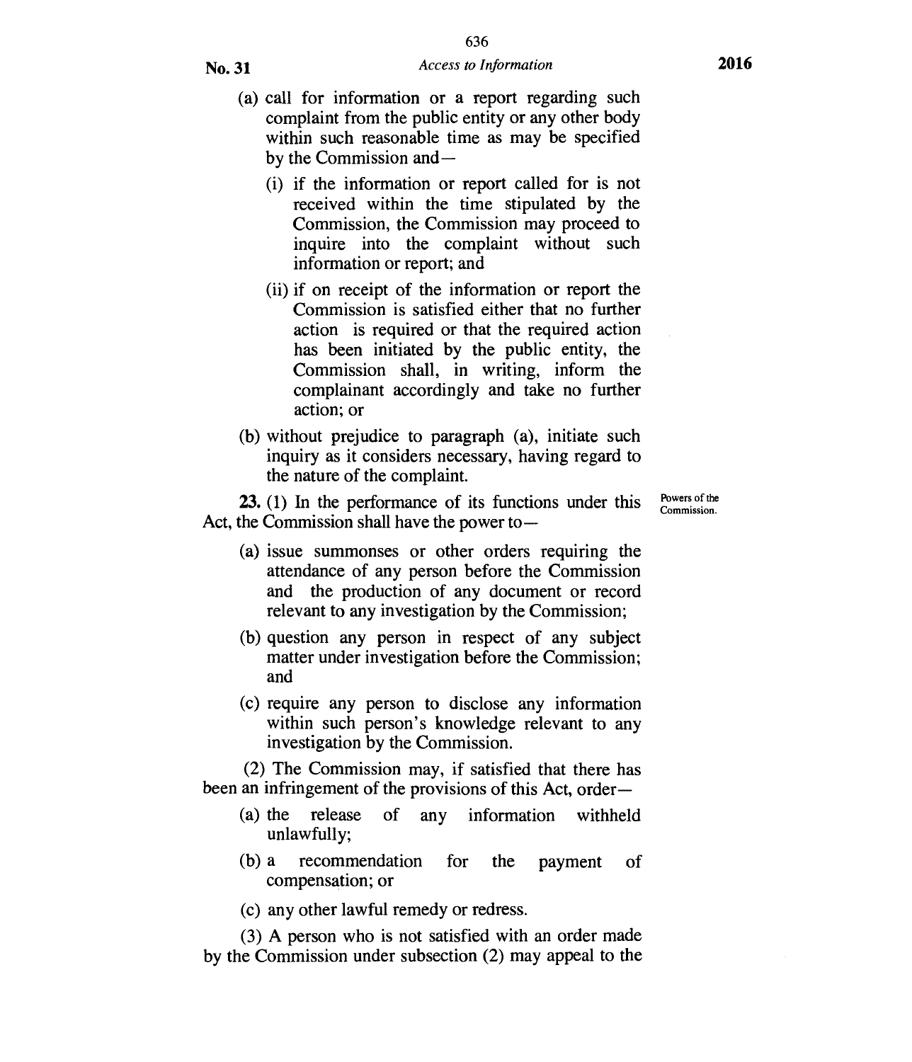(a) call for information or a report regarding such complaint from the public entity or any other body within such reasonable time as may be specified by the Commission and—

(i) if the information or report called for is not received within the time stipulated by the Commission, the Commission may proceed to inquire into the complaint without such information or report; and

(ii) if on receipt of the information or report the Commission is satisfied either that no further action is required or that the required action has been initiated by the public entity, the Commission shall, in writing, inform the complainant accordingly and take no further action; or

(b) without prejudice to paragraph (a), initiate such inquiry as it considers necessary, having regard to the nature of the complaint.

Powers of the Commission.

**23.** (1) In the performance of its functions under this Act, the Commission shall have the power to—

(a) issue summonses or other orders requiring the attendance of any person before the Commission and the production of any document or record relevant to any investigation by the Commission;

(b) question any person in respect of any subject matter under investigation before the Commission; and

(c) require any person to disclose any information within such person's knowledge relevant to any investigation by the Commission.

(2) The Commission may, if satisfied that there has been an infringement of the provisions of this Act, order—

(a) the release of any information withheld unlawfully;

(b) a recommendation for the payment of compensation; or

(c) any other lawful remedy or redress.

(3) A person who is not satisfied with an order made by the Commission under subsection (2) may appeal to the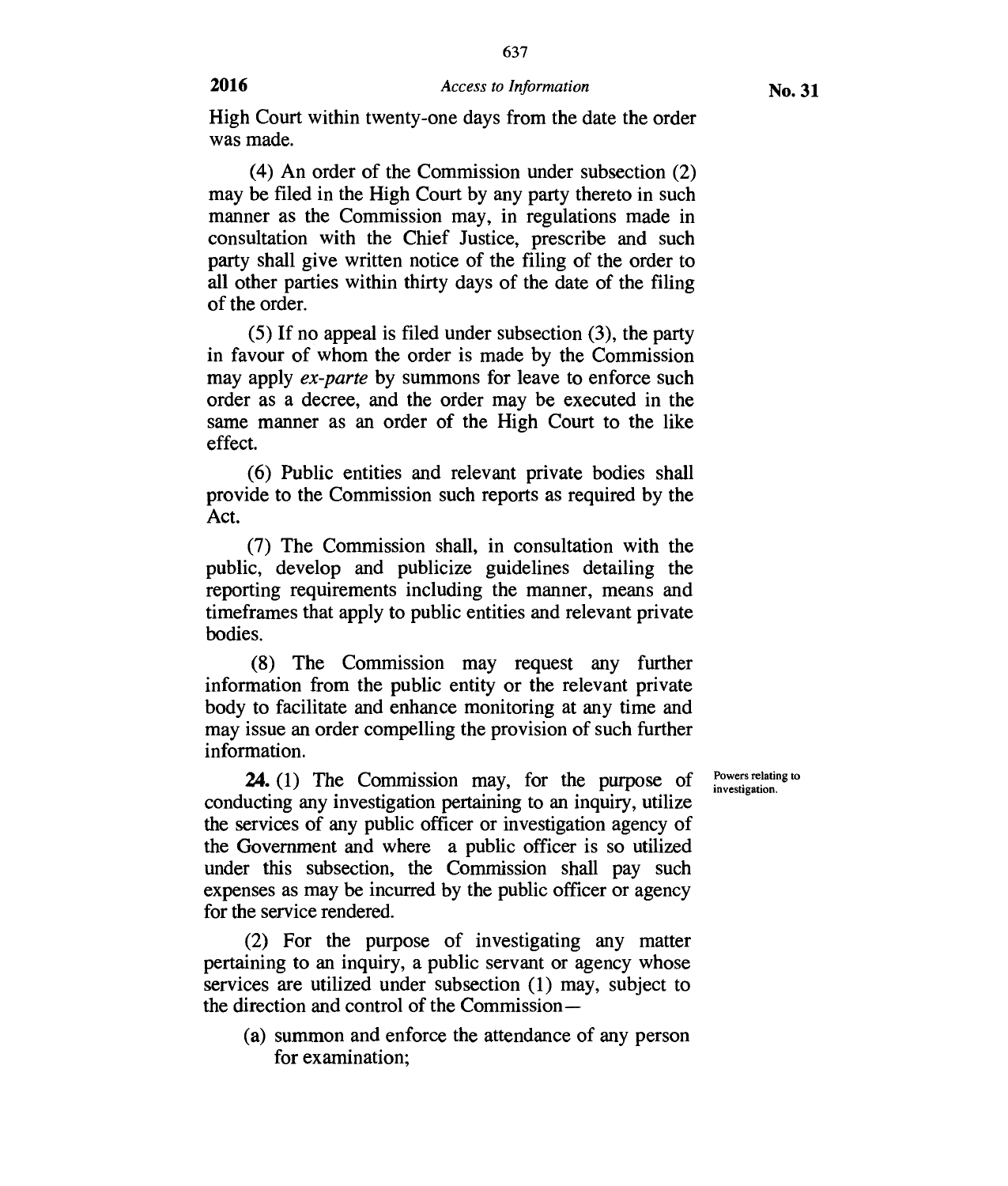High Court within twenty-one days from the date the order was made.

(4) An order of the Commission under subsection (2) may be filed in the High Court by any party thereto in such manner as the Commission may, in regulations made in consultation with the Chief Justice, prescribe and such party shall give written notice of the filing of the order to all other parties within thirty days of the date of the filing of the order.

(5) If no appeal is filed under subsection (3), the party in favour of whom the order is made by the Commission may apply *ex-parte* by summons for leave to enforce such order as a decree, and the order may be executed in the same manner as an order of the High Court to the like effect.

(6) Public entities and relevant private bodies shall provide to the Commission such reports as required by the Act.

(7) The Commission shall, in consultation with the public, develop and publicize guidelines detailing the reporting requirements including the manner, means and timeframes that apply to public entities and relevant private bodies.

(8) The Commission may request any further information from the public entity or the relevant private body to facilitate and enhance monitoring at any time and may issue an order compelling the provision of such further information.

Powers relating to investigation.

**24.** (1) The Commission may, for the purpose of conducting any investigation pertaining to an inquiry, utilize the services of any public officer or investigation agency of the Government and where a public officer is so utilized under this subsection, the Commission shall pay such expenses as may be incurred by the public officer or agency for the service rendered.

(2) For the purpose of investigating any matter pertaining to an inquiry, a public servant or agency whose services are utilized under subsection (1) may, subject to the direction and control of the Commission—

(a) summon and enforce the attendance of any person for examination;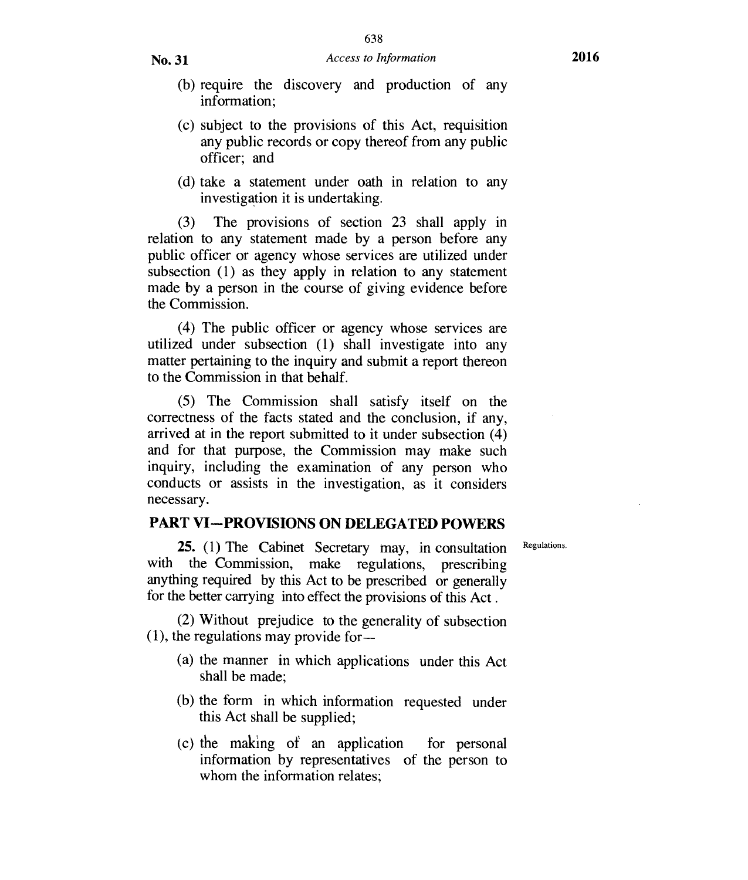(b) require the discovery and production of any information;

(c) subject to the provisions of this Act, requisition any public records or copy thereof from any public officer; and

(d) take a statement under oath in relation to any investigation it is undertaking.

(3) The provisions of section 23 shall apply in relation to any statement made by a person before any public officer or agency whose services are utilized under subsection (1) as they apply in relation to any statement made by a person in the course of giving evidence before the Commission.

(4) The public officer or agency whose services are utilized under subsection (1) shall investigate into any matter pertaining to the inquiry and submit a report thereon to the Commission in that behalf.

(5) The Commission shall satisfy itself on the correctness of the facts stated and the conclusion, if any, arrived at in the report submitted to it under subsection (4) and for that purpose, the Commission may make such inquiry, including the examination of any person who conducts or assists in the investigation, as it considers necessary.

## PART VI—PROVISIONS ON DELEGATED POWERS

Regulations.

**25.** (1) The Cabinet Secretary may, in consultation with the Commission, make regulations, prescribing anything required by this Act to be prescribed or generally for the better carrying into effect the provisions of this Act.

(2) Without prejudice to the generality of subsection (1), the regulations may provide for—

(a) the manner in which applications under this Act shall be made;

(b) the form in which information requested under this Act shall be supplied;

(c) the making of an application for personal information by representatives of the person to whom the information relates;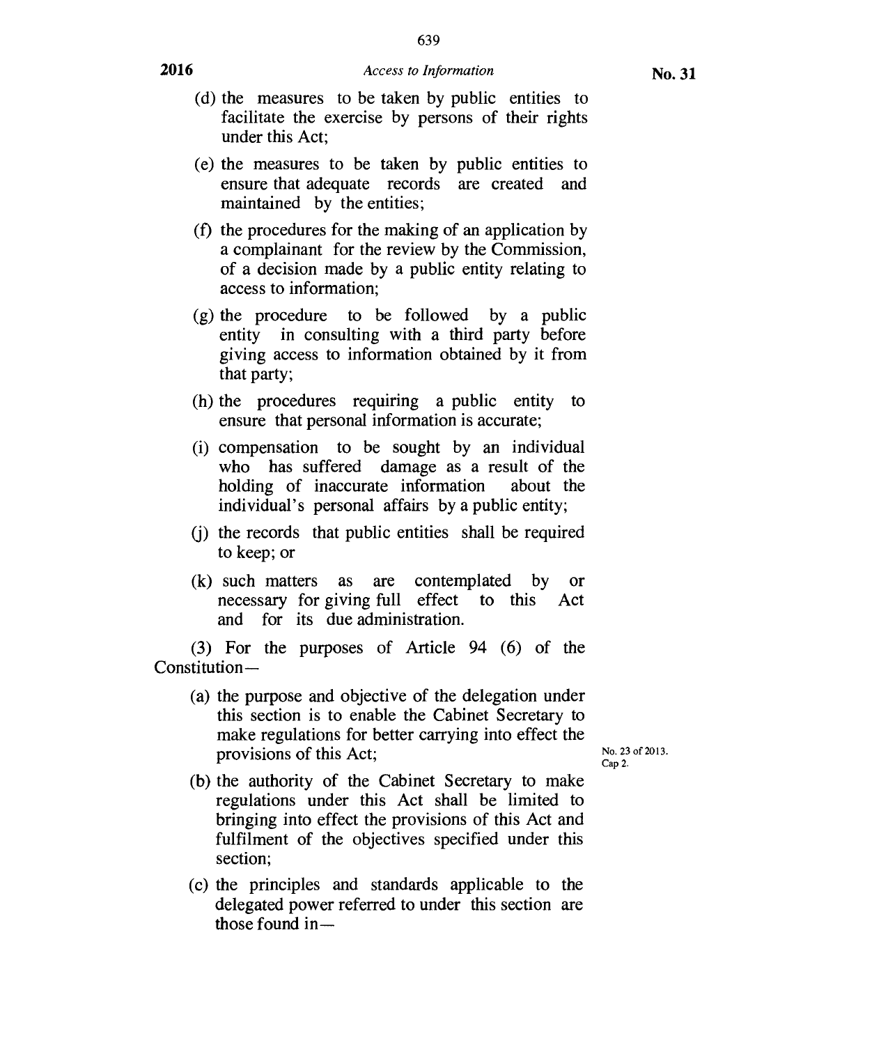(d) the measures to be taken by public entities to facilitate the exercise by persons of their rights under this Act;

(e) the measures to be taken by public entities to ensure that adequate records are created and maintained by the entities;

(f) the procedures for the making of an application by a complainant for the review by the Commission, of a decision made by a public entity relating to access to information;

(g) the procedure to be followed by a public entity in consulting with a third party before giving access to information obtained by it from that party;

(h) the procedures requiring a public entity to ensure that personal information is accurate;

(i) compensation to be sought by an individual who has suffered damage as a result of the holding of inaccurate information about the individual's personal affairs by a public entity;

(j) the records that public entities shall be required to keep; or

(k) such matters as are contemplated by or necessary for giving full effect to this Act and for its due administration.

(3) For the purposes of Article 94 (6) of the Constitution—

(a) the purpose and objective of the delegation under this section is to enable the Cabinet Secretary to make regulations for better carrying into effect the provisions of this Act;

No. 23 of 2013. Cap 2.

(b) the authority of the Cabinet Secretary to make regulations under this Act shall be limited to bringing into effect the provisions of this Act and fulfilment of the objectives specified under this section;

(c) the principles and standards applicable to the delegated power referred to under this section are those found in—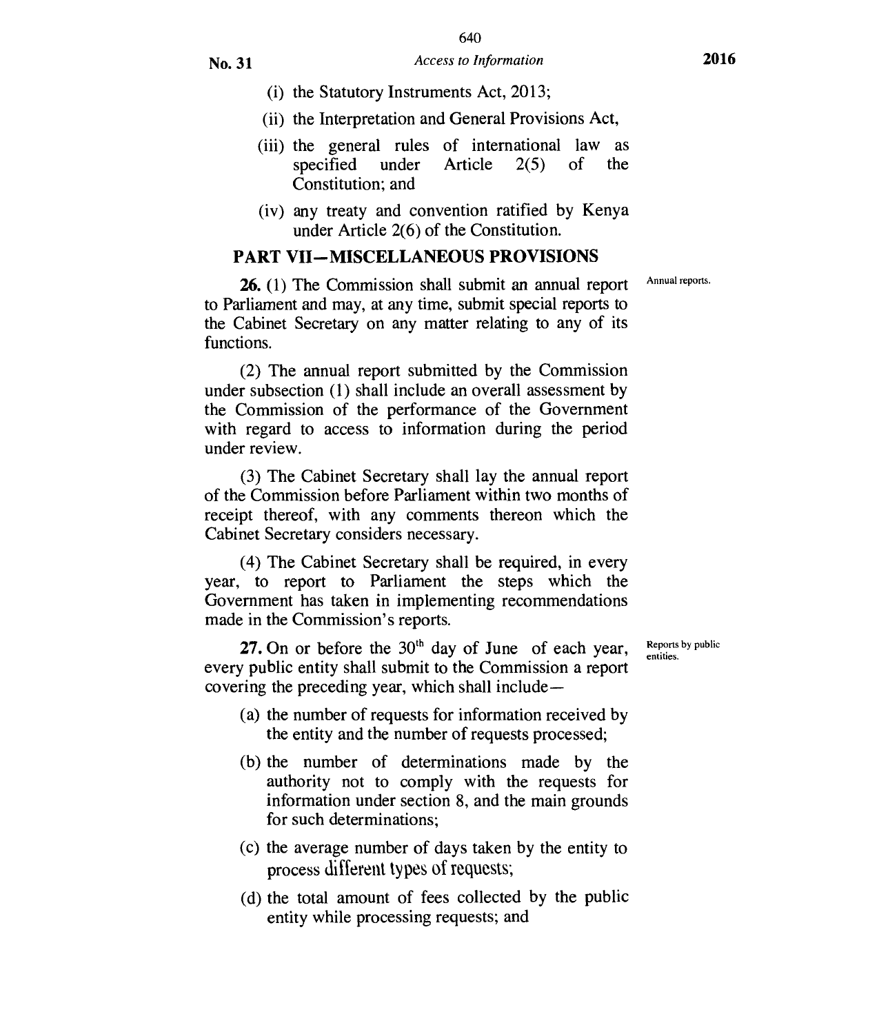(i) the Statutory Instruments Act, 2013;

(ii) the Interpretation and General Provisions Act,

(iii) the general rules of international law as specified under Article 2(5) of the Constitution; and

(iv) any treaty and convention ratified by Kenya under Article 2(6) of the Constitution.

## PART VII—MISCELLANEOUS PROVISIONS

*Annual reports.*

**26.** (1) The Commission shall submit an annual report to Parliament and may, at any time, submit special reports to the Cabinet Secretary on any matter relating to any of its functions.

(2) The annual report submitted by the Commission under subsection (1) shall include an overall assessment by the Commission of the performance of the Government with regard to access to information during the period under review.

(3) The Cabinet Secretary shall lay the annual report of the Commission before Parliament within two months of receipt thereof, with any comments thereon which the Cabinet Secretary considers necessary.

(4) The Cabinet Secretary shall be required, in every year, to report to Parliament the steps which the Government has taken in implementing recommendations made in the Commission's reports.

*Reports by public entities.*

**27.** On or before the 30th day of June of each year, every public entity shall submit to the Commission a report covering the preceding year, which shall include—

(a) the number of requests for information received by the entity and the number of requests processed;

(b) the number of determinations made by the authority not to comply with the requests for information under section 8, and the main grounds for such determinations;

(c) the average number of days taken by the entity to process different types of requests;

(d) the total amount of fees collected by the public entity while processing requests; and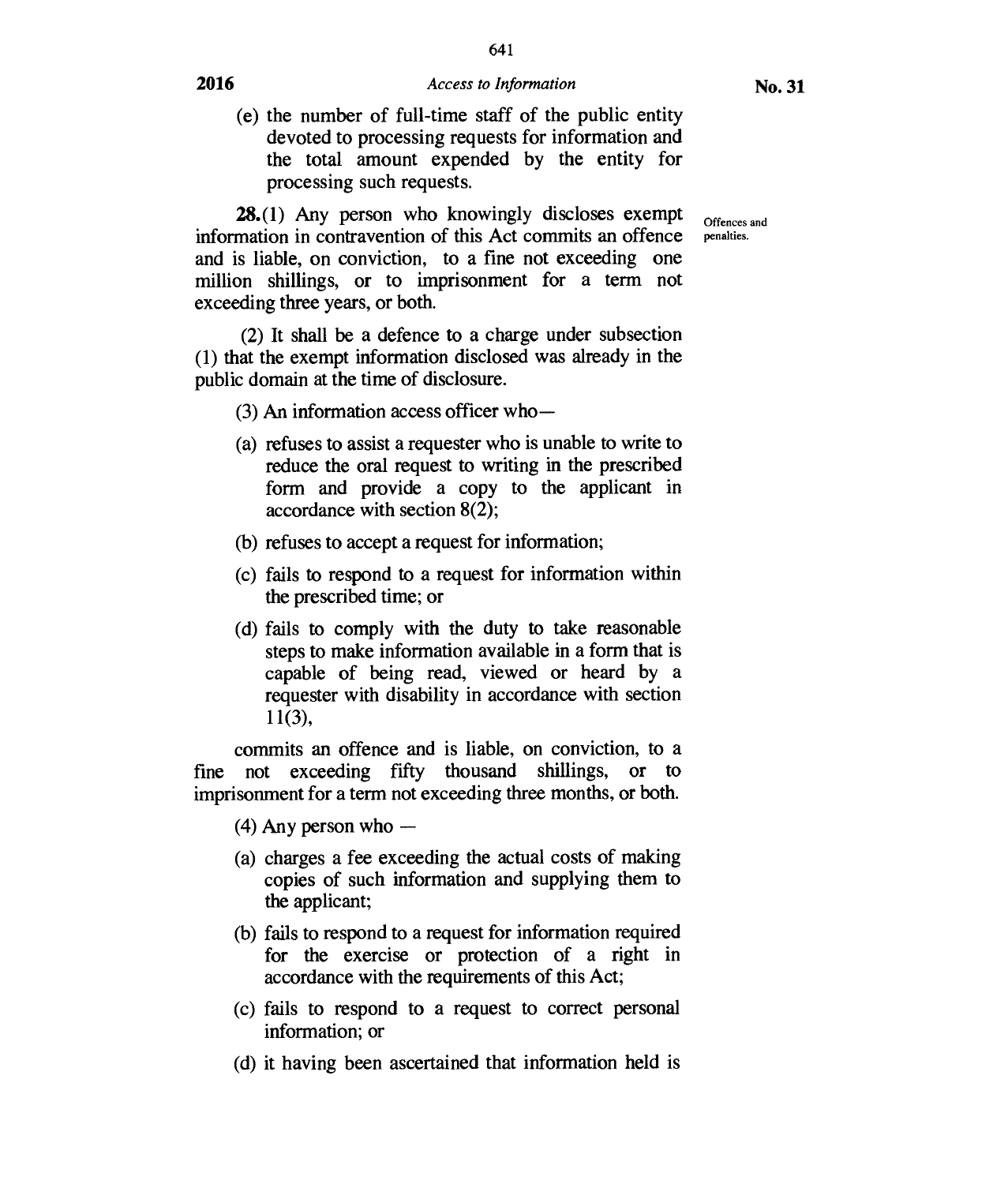(e) the number of full-time staff of the public entity devoted to processing requests for information and the total amount expended by the entity for processing such requests.

**28.**(1) Any person who knowingly discloses exempt information in contravention of this Act commits an offence and is liable, on conviction, to a fine not exceeding one million shillings, or to imprisonment for a term not exceeding three years, or both.

Offences and penalties.

(2) It shall be a defence to a charge under subsection (1) that the exempt information disclosed was already in the public domain at the time of disclosure.

(3) An information access officer who—

(a) refuses to assist a requester who is unable to write to reduce the oral request to writing in the prescribed form and provide a copy to the applicant in accordance with section 8(2);

(b) refuses to accept a request for information;

(c) fails to respond to a request for information within the prescribed time; or

(d) fails to comply with the duty to take reasonable steps to make information available in a form that is capable of being read, viewed or heard by a requester with disability in accordance with section 11(3),

commits an offence and is liable, on conviction, to a fine not exceeding fifty thousand shillings, or to imprisonment for a term not exceeding three months, or both.

(4) Any person who —

(a) charges a fee exceeding the actual costs of making copies of such information and supplying them to the applicant;

(b) fails to respond to a request for information required for the exercise or protection of a right in accordance with the requirements of this Act;

(c) fails to respond to a request to correct personal information; or

(d) it having been ascertained that information held is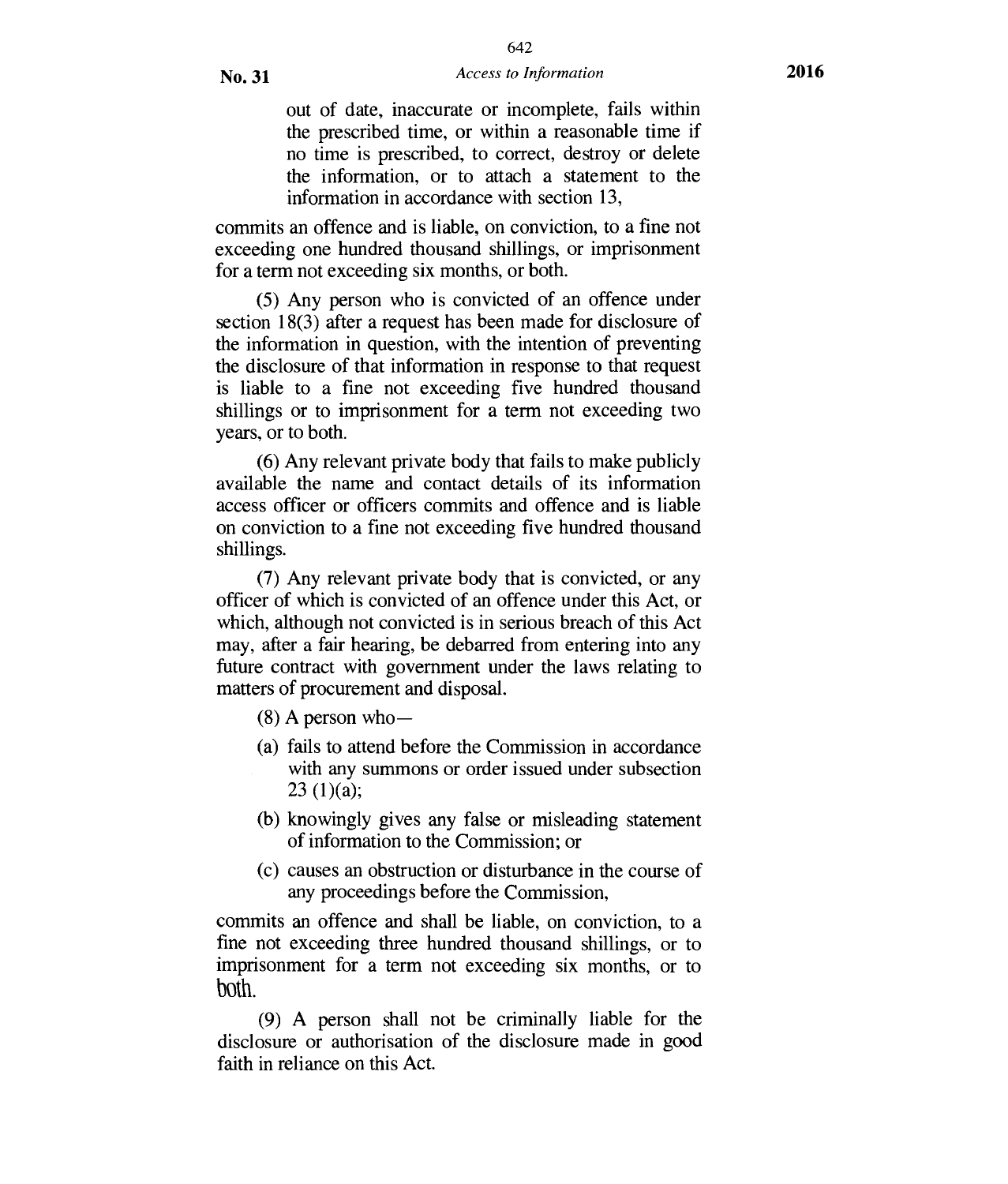out of date, inaccurate or incomplete, fails within the prescribed time, or within a reasonable time if no time is prescribed, to correct, destroy or delete the information, or to attach a statement to the information in accordance with section 13,

commits an offence and is liable, on conviction, to a fine not exceeding one hundred thousand shillings, or imprisonment for a term not exceeding six months, or both.

(5) Any person who is convicted of an offence under section 18(3) after a request has been made for disclosure of the information in question, with the intention of preventing the disclosure of that information in response to that request is liable to a fine not exceeding five hundred thousand shillings or to imprisonment for a term not exceeding two years, or to both.

(6) Any relevant private body that fails to make publicly available the name and contact details of its information access officer or officers commits and offence and is liable on conviction to a fine not exceeding five hundred thousand shillings.

(7) Any relevant private body that is convicted, or any officer of which is convicted of an offence under this Act, or which, although not convicted is in serious breach of this Act may, after a fair hearing, be debarred from entering into any future contract with government under the laws relating to matters of procurement and disposal.

(8) A person who—

(a) fails to attend before the Commission in accordance with any summons or order issued under subsection 23 (1)(a);

(b) knowingly gives any false or misleading statement of information to the Commission; or

(c) causes an obstruction or disturbance in the course of any proceedings before the Commission,

commits an offence and shall be liable, on conviction, to a fine not exceeding three hundred thousand shillings, or to imprisonment for a term not exceeding six months, or to both.

(9) A person shall not be criminally liable for the disclosure or authorisation of the disclosure made in good faith in reliance on this Act.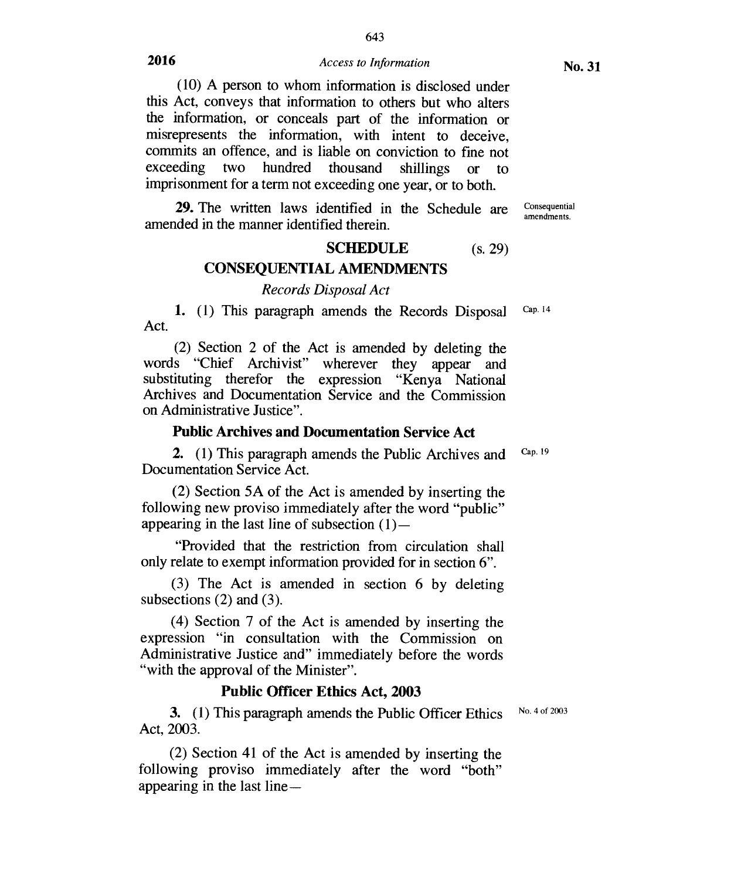(10) A person to whom information is disclosed under this Act, conveys that information to others but who alters the information, or conceals part of the information or misrepresents the information, with intent to deceive, commits an offence, and is liable on conviction to fine not exceeding two hundred thousand shillings or to imprisonment for a term not exceeding one year, or to both.

Consequential amendments.

**29.** The written laws identified in the Schedule are amended in the manner identified therein.

## SCHEDULE (s. 29)

## CONSEQUENTIAL AMENDMENTS

*Records Disposal Act*

Cap. 14

**1.** (1) This paragraph amends the Records Disposal Act.

(2) Section 2 of the Act is amended by deleting the words "Chief Archivist" wherever they appear and substituting therefor the expression "Kenya National Archives and Documentation Service and the Commission on Administrative Justice".

### Public Archives and Documentation Service Act

Cap. 19

**2.** (1) This paragraph amends the Public Archives and Documentation Service Act.

(2) Section 5A of the Act is amended by inserting the following new proviso immediately after the word "public" appearing in the last line of subsection (1)—

"Provided that the restriction from circulation shall only relate to exempt information provided for in section 6".

(3) The Act is amended in section 6 by deleting subsections (2) and (3).

(4) Section 7 of the Act is amended by inserting the expression "in consultation with the Commission on Administrative Justice and" immediately before the words "with the approval of the Minister".

### Public Officer Ethics Act, 2003

No. 4 of 2003

**3.** (1) This paragraph amends the Public Officer Ethics Act, 2003.

(2) Section 41 of the Act is amended by inserting the following proviso immediately after the word "both" appearing in the last line—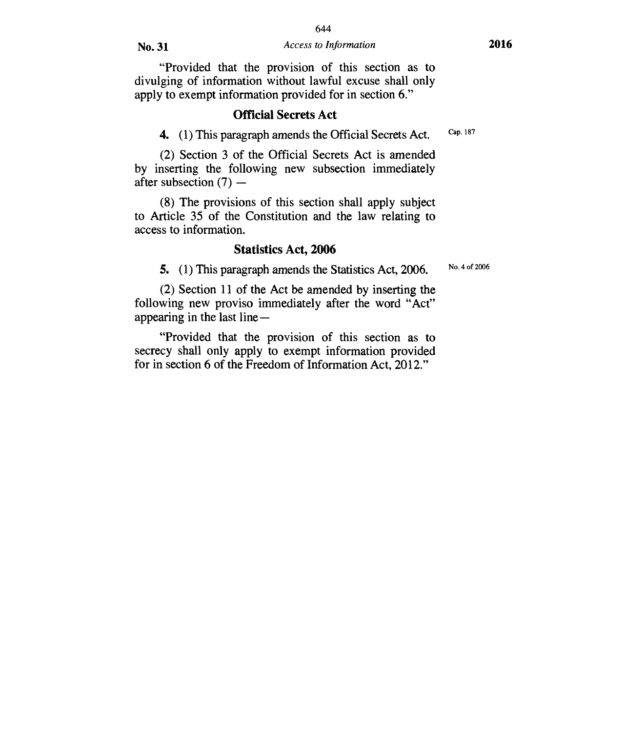"Provided that the provision of this section as to divulging of information without lawful excuse shall only apply to exempt information provided for in section 6."

### Official Secrets Act

**4.** (1) This paragraph amends the Official Secrets Act. Cap. 187

(2) Section 3 of the Official Secrets Act is amended by inserting the following new subsection immediately after subsection (7) —

(8) The provisions of this section shall apply subject to Article 35 of the Constitution and the law relating to access to information.

### Statistics Act, 2006

**5.** (1) This paragraph amends the Statistics Act, 2006. No. 4 of 2006

(2) Section 11 of the Act be amended by inserting the following new proviso immediately after the word "Act" appearing in the last line—

"Provided that the provision of this section as to secrecy shall only apply to exempt information provided for in section 6 of the Freedom of Information Act, 2012."